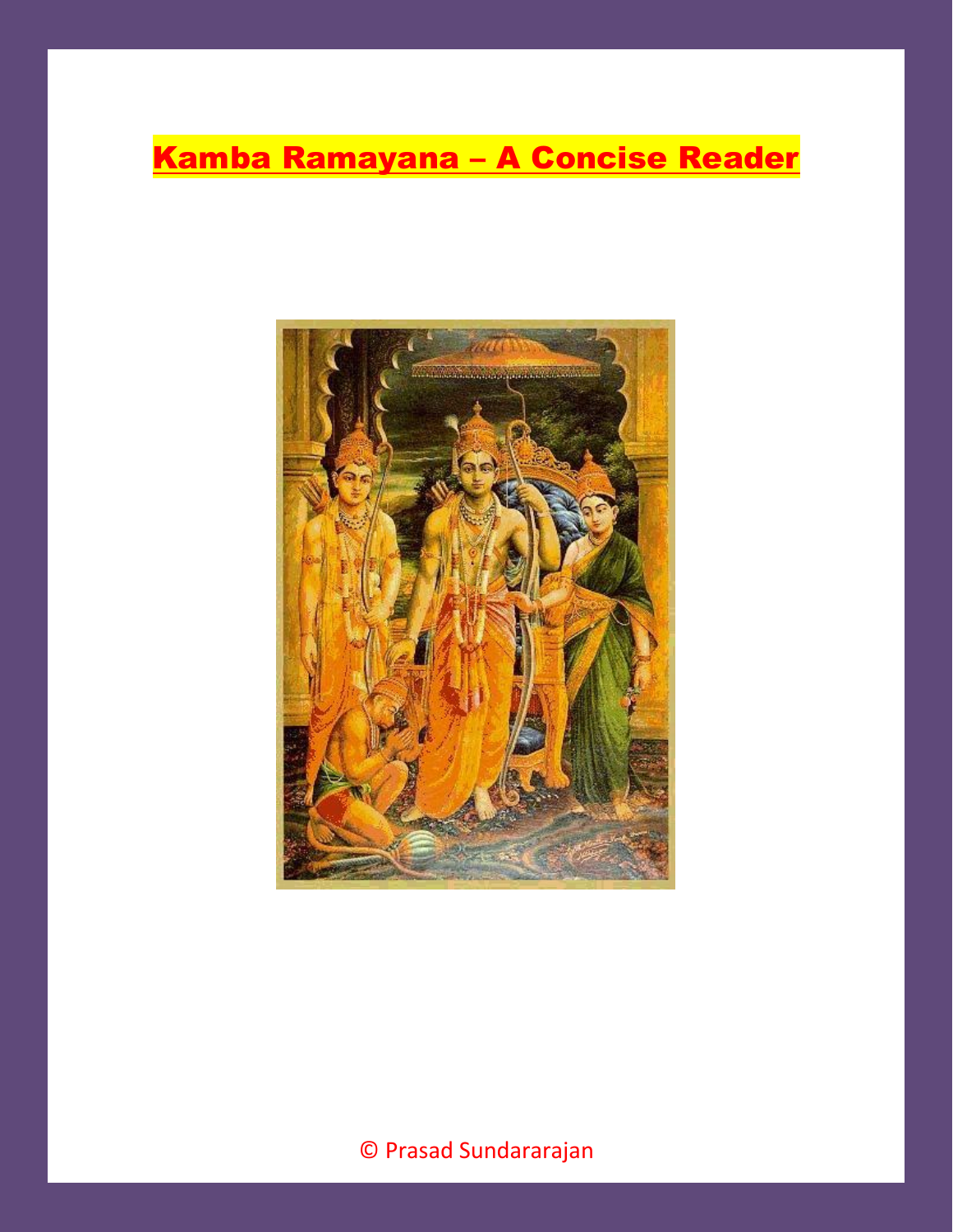# Kamba Ramayana – A Concise Reader

© Prasad Sundararajan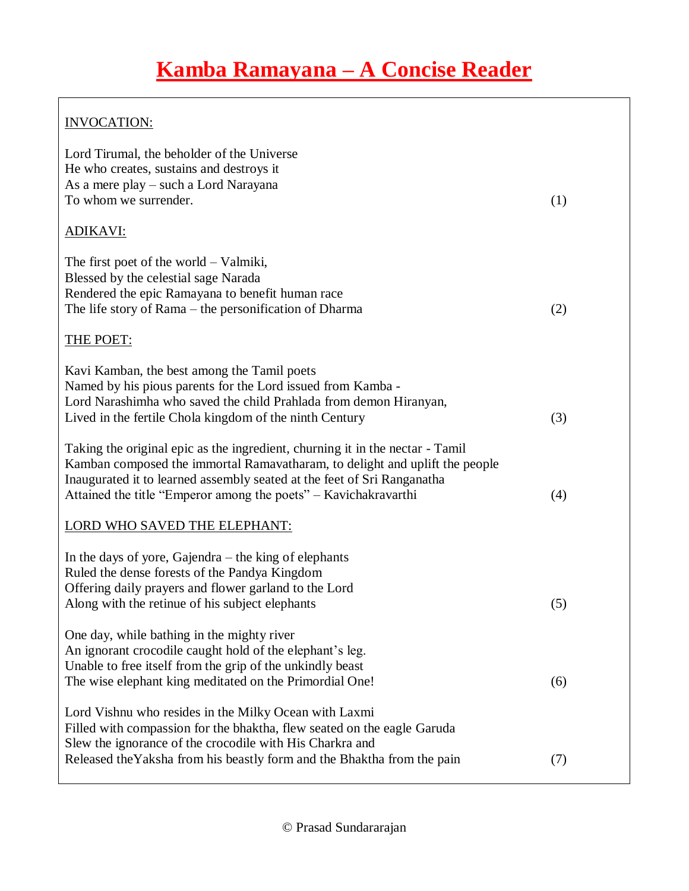# Kamba Ramayana – A Concise Reader

INVOCATION:

Lord Tirumal, the beholder of the Universe
He who creates, sustains and destroys it
As a mere play – such a Lord Narayana
To whom we surrender. (1)

ADIKAVI:

The first poet of the world – Valmiki,
Blessed by the celestial sage Narada
Rendered the epic Ramayana to benefit human race
The life story of Rama – the personification of Dharma (2)

THE POET:

Kavi Kamban, the best among the Tamil poets
Named by his pious parents for the Lord issued from Kamba -
Lord Narashimha who saved the child Prahlada from demon Hiranyan,
Lived in the fertile Chola kingdom of the ninth Century (3)

Taking the original epic as the ingredient, churning it in the nectar - Tamil
Kamban composed the immortal Ramavatharam, to delight and uplift the people
Inaugurated it to learned assembly seated at the feet of Sri Ranganatha
Attained the title "Emperor among the poets" – Kavichakravarthi (4)

LORD WHO SAVED THE ELEPHANT:

In the days of yore, Gajendra – the king of elephants
Ruled the dense forests of the Pandya Kingdom
Offering daily prayers and flower garland to the Lord
Along with the retinue of his subject elephants (5)

One day, while bathing in the mighty river
An ignorant crocodile caught hold of the elephant's leg.
Unable to free itself from the grip of the unkindly beast
The wise elephant king meditated on the Primordial One! (6)

Lord Vishnu who resides in the Milky Ocean with Laxmi
Filled with compassion for the bhaktha, flew seated on the eagle Garuda
Slew the ignorance of the crocodile with His Charkra and
Released theYaksha from his beastly form and the Bhaktha from the pain (7)

© Prasad Sundararajan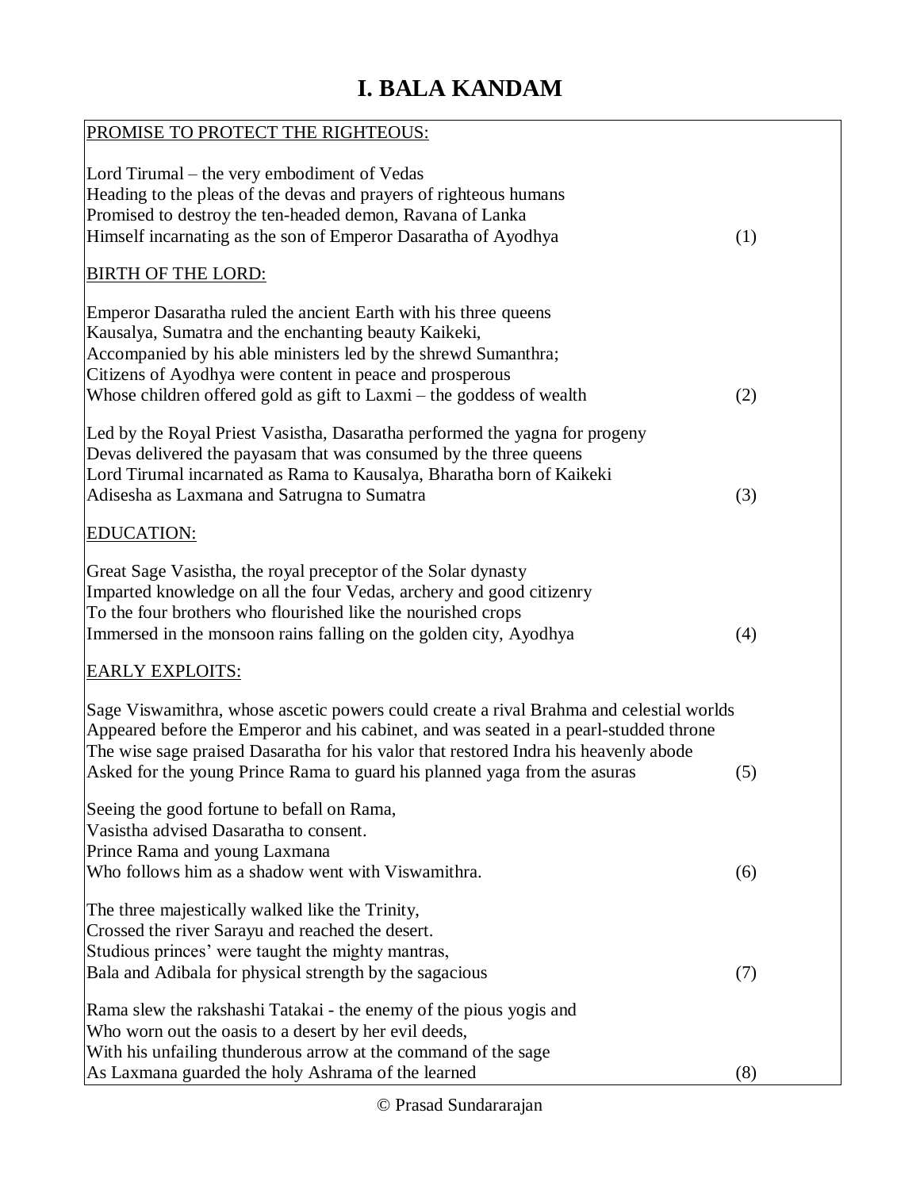# I. BALA KANDAM

PROMISE TO PROTECT THE RIGHTEOUS:

Lord Tirumal – the very embodiment of Vedas
Heading to the pleas of the devas and prayers of righteous humans
Promised to destroy the ten-headed demon, Ravana of Lanka
Himself incarnating as the son of Emperor Dasaratha of Ayodhya (1)

BIRTH OF THE LORD:

Emperor Dasaratha ruled the ancient Earth with his three queens
Kausalya, Sumatra and the enchanting beauty Kaikeki,
Accompanied by his able ministers led by the shrewd Sumanthra;
Citizens of Ayodhya were content in peace and prosperous
Whose children offered gold as gift to Laxmi – the goddess of wealth (2)

Led by the Royal Priest Vasistha, Dasaratha performed the yagna for progeny
Devas delivered the payasam that was consumed by the three queens
Lord Tirumal incarnated as Rama to Kausalya, Bharatha born of Kaikeki
Adisesha as Laxmana and Satrugna to Sumatra (3)

EDUCATION:

Great Sage Vasistha, the royal preceptor of the Solar dynasty
Imparted knowledge on all the four Vedas, archery and good citizenry
To the four brothers who flourished like the nourished crops
Immersed in the monsoon rains falling on the golden city, Ayodhya (4)

EARLY EXPLOITS:

Sage Viswamithra, whose ascetic powers could create a rival Brahma and celestial worlds
Appeared before the Emperor and his cabinet, and was seated in a pearl-studded throne
The wise sage praised Dasaratha for his valor that restored Indra his heavenly abode
Asked for the young Prince Rama to guard his planned yaga from the asuras (5)

Seeing the good fortune to befall on Rama,
Vasistha advised Dasaratha to consent.
Prince Rama and young Laxmana
Who follows him as a shadow went with Viswamithra. (6)

The three majestically walked like the Trinity,
Crossed the river Sarayu and reached the desert.
Studious princes' were taught the mighty mantras,
Bala and Adibala for physical strength by the sagacious (7)

Rama slew the rakshashi Tatakai - the enemy of the pious yogis and
Who worn out the oasis to a desert by her evil deeds,
With his unfailing thunderous arrow at the command of the sage
As Laxmana guarded the holy Ashrama of the learned (8)

© Prasad Sundararajan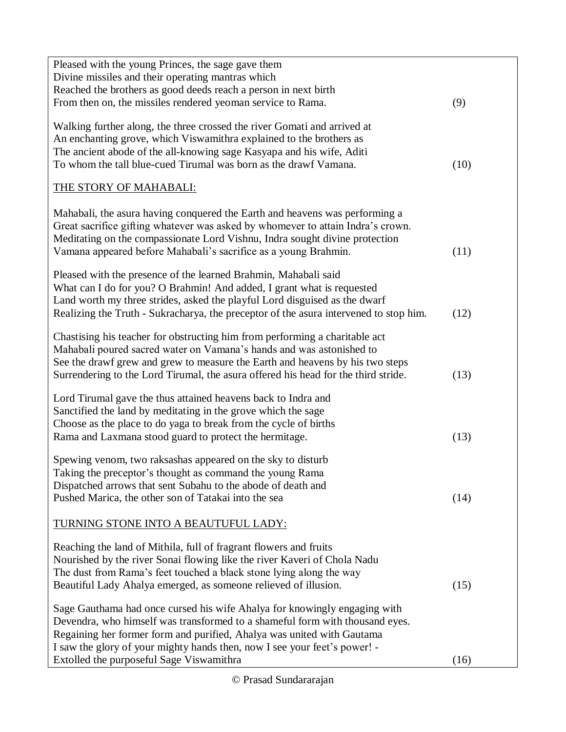Pleased with the young Princes, the sage gave them
Divine missiles and their operating mantras which
Reached the brothers as good deeds reach a person in next birth
From then on, the missiles rendered yeoman service to Rama. (9)

Walking further along, the three crossed the river Gomati and arrived at
An enchanting grove, which Viswamithra explained to the brothers as
The ancient abode of the all-knowing sage Kasyapa and his wife, Aditi
To whom the tall blue-cued Tirumal was born as the drawf Vamana. (10)

THE STORY OF MAHABALI:

Mahabali, the asura having conquered the Earth and heavens was performing a
Great sacrifice gifting whatever was asked by whomever to attain Indra's crown.
Meditating on the compassionate Lord Vishnu, Indra sought divine protection
Vamana appeared before Mahabali's sacrifice as a young Brahmin. (11)

Pleased with the presence of the learned Brahmin, Mahabali said
What can I do for you? O Brahmin! And added, I grant what is requested
Land worth my three strides, asked the playful Lord disguised as the dwarf
Realizing the Truth - Sukracharya, the preceptor of the asura intervened to stop him. (12)

Chastising his teacher for obstructing him from performing a charitable act
Mahabali poured sacred water on Vamana's hands and was astonished to
See the drawf grew and grew to measure the Earth and heavens by his two steps
Surrendering to the Lord Tirumal, the asura offered his head for the third stride. (13)

Lord Tirumal gave the thus attained heavens back to Indra and
Sanctified the land by meditating in the grove which the sage
Choose as the place to do yaga to break from the cycle of births
Rama and Laxmana stood guard to protect the hermitage. (13)

Spewing venom, two raksashas appeared on the sky to disturb
Taking the preceptor's thought as command the young Rama
Dispatched arrows that sent Subahu to the abode of death and
Pushed Marica, the other son of Tatakai into the sea (14)

TURNING STONE INTO A BEAUTUFUL LADY:

Reaching the land of Mithila, full of fragrant flowers and fruits
Nourished by the river Sonai flowing like the river Kaveri of Chola Nadu
The dust from Rama's feet touched a black stone lying along the way
Beautiful Lady Ahalya emerged, as someone relieved of illusion. (15)

Sage Gauthama had once cursed his wife Ahalya for knowingly engaging with
Devendra, who himself was transformed to a shameful form with thousand eyes.
Regaining her former form and purified, Ahalya was united with Gautama
I saw the glory of your mighty hands then, now I see your feet's power! -
Extolled the purposeful Sage Viswamithra (16)

© Prasad Sundararajan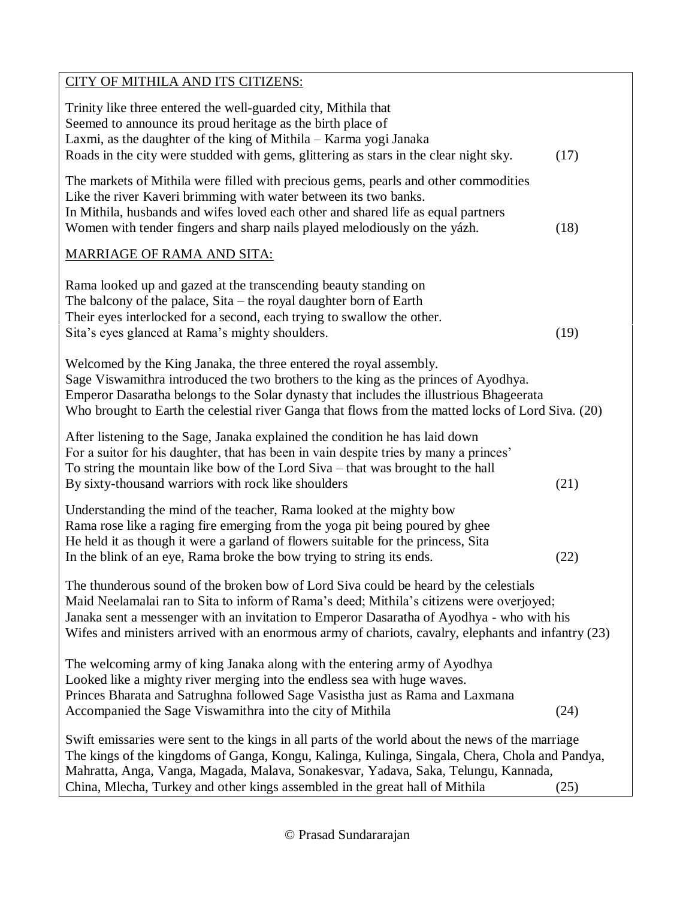CITY OF MITHILA AND ITS CITIZENS:

Trinity like three entered the well-guarded city, Mithila that
Seemed to announce its proud heritage as the birth place of
Laxmi, as the daughter of the king of Mithila – Karma yogi Janaka
Roads in the city were studded with gems, glittering as stars in the clear night sky. (17)

The markets of Mithila were filled with precious gems, pearls and other commodities
Like the river Kaveri brimming with water between its two banks.
In Mithila, husbands and wifes loved each other and shared life as equal partners
Women with tender fingers and sharp nails played melodiously on the yázh. (18)

MARRIAGE OF RAMA AND SITA:

Rama looked up and gazed at the transcending beauty standing on
The balcony of the palace, Sita – the royal daughter born of Earth
Their eyes interlocked for a second, each trying to swallow the other.
Sita's eyes glanced at Rama's mighty shoulders. (19)

Welcomed by the King Janaka, the three entered the royal assembly.
Sage Viswamithra introduced the two brothers to the king as the princes of Ayodhya.
Emperor Dasaratha belongs to the Solar dynasty that includes the illustrious Bhageerata
Who brought to Earth the celestial river Ganga that flows from the matted locks of Lord Siva. (20)

After listening to the Sage, Janaka explained the condition he has laid down
For a suitor for his daughter, that has been in vain despite tries by many a princes'
To string the mountain like bow of the Lord Siva – that was brought to the hall
By sixty-thousand warriors with rock like shoulders (21)

Understanding the mind of the teacher, Rama looked at the mighty bow
Rama rose like a raging fire emerging from the yoga pit being poured by ghee
He held it as though it were a garland of flowers suitable for the princess, Sita
In the blink of an eye, Rama broke the bow trying to string its ends. (22)

The thunderous sound of the broken bow of Lord Siva could be heard by the celestials
Maid Neelamalai ran to Sita to inform of Rama's deed; Mithila's citizens were overjoyed;
Janaka sent a messenger with an invitation to Emperor Dasaratha of Ayodhya - who with his
Wifes and ministers arrived with an enormous army of chariots, cavalry, elephants and infantry (23)

The welcoming army of king Janaka along with the entering army of Ayodhya
Looked like a mighty river merging into the endless sea with huge waves.
Princes Bharata and Satrughna followed Sage Vasistha just as Rama and Laxmana
Accompanied the Sage Viswamithra into the city of Mithila (24)

Swift emissaries were sent to the kings in all parts of the world about the news of the marriage
The kings of the kingdoms of Ganga, Kongu, Kalinga, Kulinga, Singala, Chera, Chola and Pandya,
Mahratta, Anga, Vanga, Magada, Malava, Sonakesvar, Yadava, Saka, Telungu, Kannada,
China, Mlecha, Turkey and other kings assembled in the great hall of Mithila (25)

© Prasad Sundararajan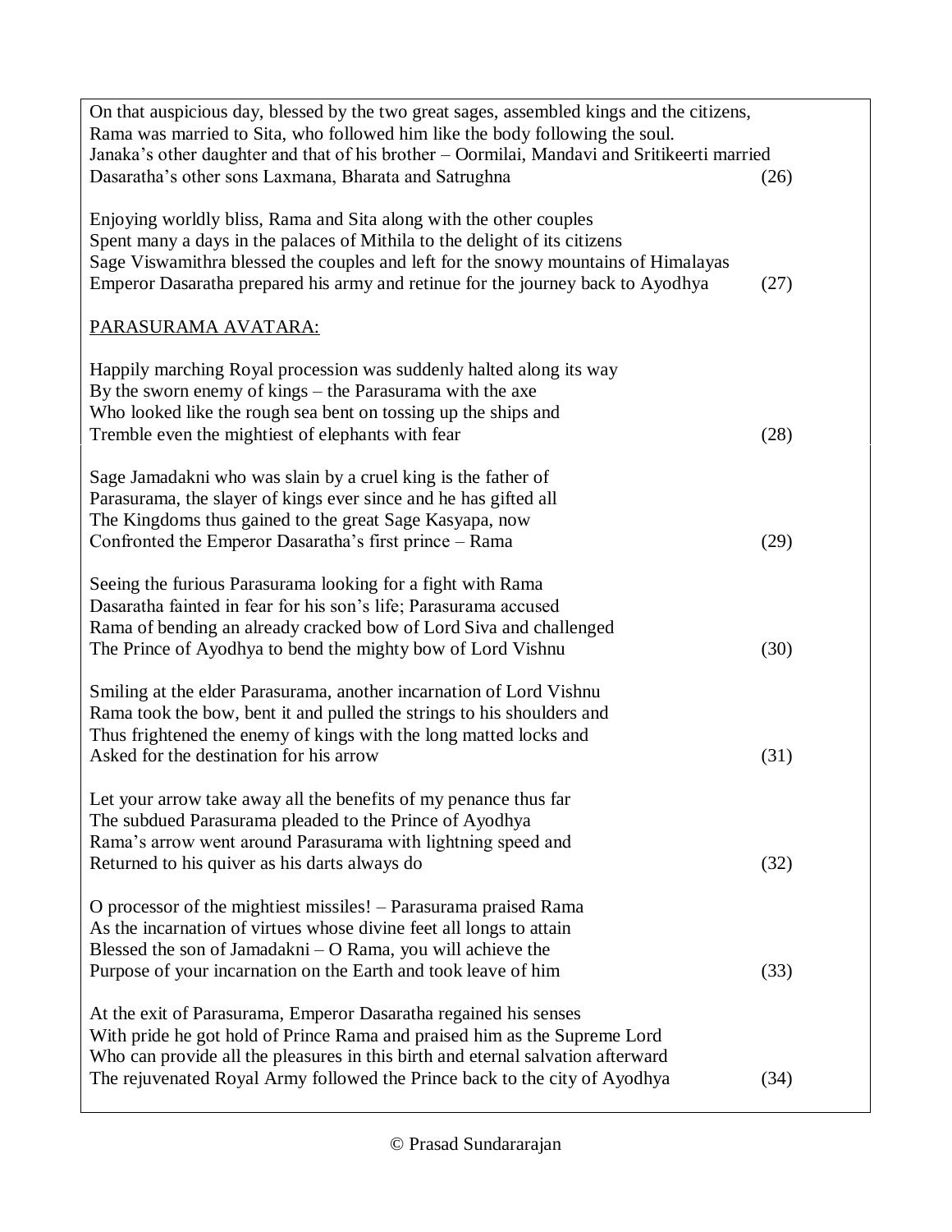On that auspicious day, blessed by the two great sages, assembled kings and the citizens,
Rama was married to Sita, who followed him like the body following the soul.
Janaka's other daughter and that of his brother – Oormilai, Mandavi and Sritikeerti married
Dasaratha's other sons Laxmana, Bharata and Satrughna (26)

Enjoying worldly bliss, Rama and Sita along with the other couples
Spent many a days in the palaces of Mithila to the delight of its citizens
Sage Viswamithra blessed the couples and left for the snowy mountains of Himalayas
Emperor Dasaratha prepared his army and retinue for the journey back to Ayodhya (27)

PARASURAMA AVATARA:

Happily marching Royal procession was suddenly halted along its way
By the sworn enemy of kings – the Parasurama with the axe
Who looked like the rough sea bent on tossing up the ships and
Tremble even the mightiest of elephants with fear (28)

Sage Jamadakni who was slain by a cruel king is the father of
Parasurama, the slayer of kings ever since and he has gifted all
The Kingdoms thus gained to the great Sage Kasyapa, now
Confronted the Emperor Dasaratha's first prince – Rama (29)

Seeing the furious Parasurama looking for a fight with Rama
Dasaratha fainted in fear for his son's life; Parasurama accused
Rama of bending an already cracked bow of Lord Siva and challenged
The Prince of Ayodhya to bend the mighty bow of Lord Vishnu (30)

Smiling at the elder Parasurama, another incarnation of Lord Vishnu
Rama took the bow, bent it and pulled the strings to his shoulders and
Thus frightened the enemy of kings with the long matted locks and
Asked for the destination for his arrow (31)

Let your arrow take away all the benefits of my penance thus far
The subdued Parasurama pleaded to the Prince of Ayodhya
Rama's arrow went around Parasurama with lightning speed and
Returned to his quiver as his darts always do (32)

O processor of the mightiest missiles! – Parasurama praised Rama
As the incarnation of virtues whose divine feet all longs to attain
Blessed the son of Jamadakni – O Rama, you will achieve the
Purpose of your incarnation on the Earth and took leave of him (33)

At the exit of Parasurama, Emperor Dasaratha regained his senses
With pride he got hold of Prince Rama and praised him as the Supreme Lord
Who can provide all the pleasures in this birth and eternal salvation afterward
The rejuvenated Royal Army followed the Prince back to the city of Ayodhya (34)

© Prasad Sundararajan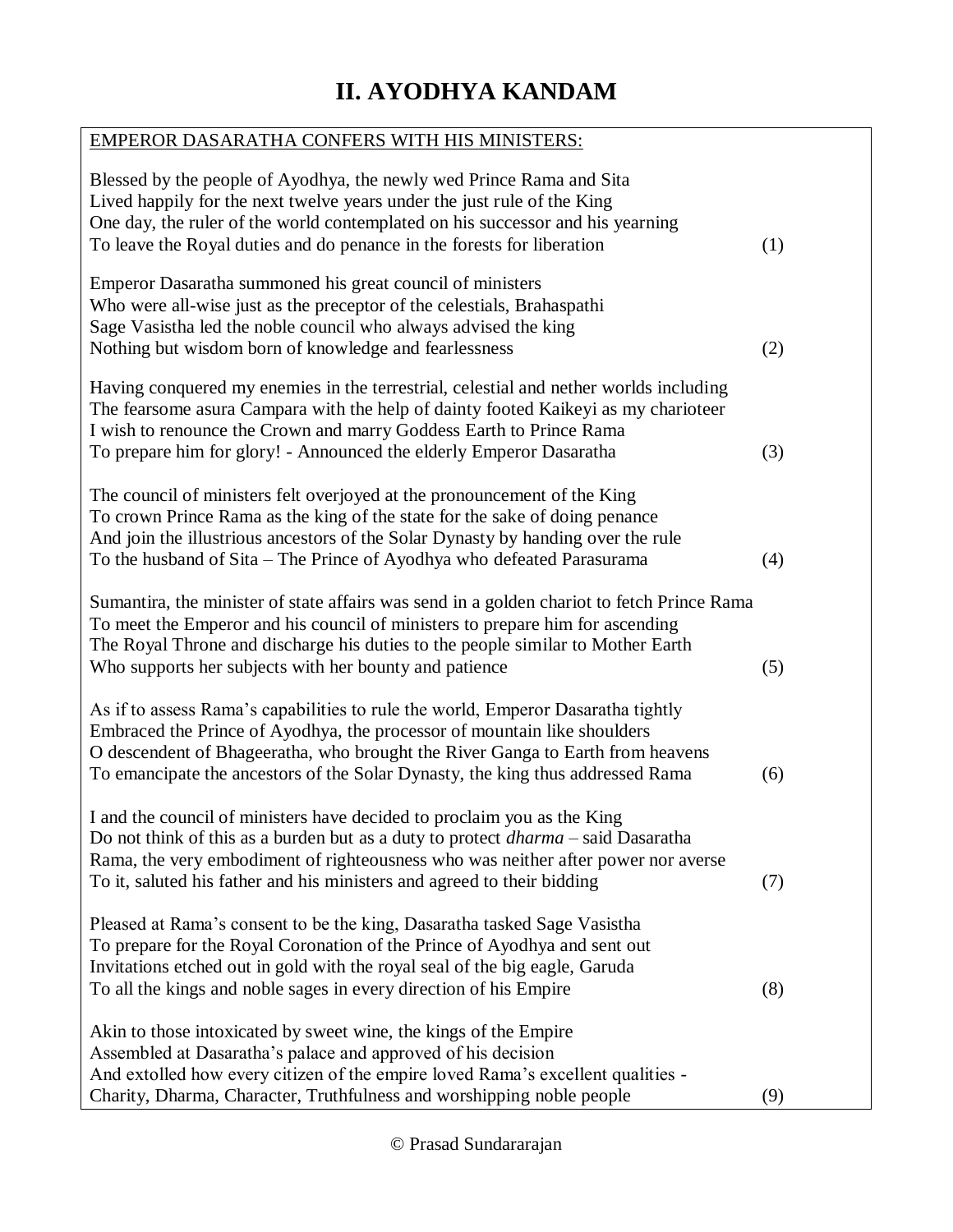# II. AYODHYA KANDAM

EMPEROR DASARATHA CONFERS WITH HIS MINISTERS:

Blessed by the people of Ayodhya, the newly wed Prince Rama and Sita
Lived happily for the next twelve years under the just rule of the King
One day, the ruler of the world contemplated on his successor and his yearning
To leave the Royal duties and do penance in the forests for liberation (1)

Emperor Dasaratha summoned his great council of ministers
Who were all-wise just as the preceptor of the celestials, Brahaspathi
Sage Vasistha led the noble council who always advised the king
Nothing but wisdom born of knowledge and fearlessness (2)

Having conquered my enemies in the terrestrial, celestial and nether worlds including
The fearsome asura Campara with the help of dainty footed Kaikeyi as my charioteer
I wish to renounce the Crown and marry Goddess Earth to Prince Rama
To prepare him for glory! - Announced the elderly Emperor Dasaratha (3)

The council of ministers felt overjoyed at the pronouncement of the King
To crown Prince Rama as the king of the state for the sake of doing penance
And join the illustrious ancestors of the Solar Dynasty by handing over the rule
To the husband of Sita – The Prince of Ayodhya who defeated Parasurama (4)

Sumantira, the minister of state affairs was send in a golden chariot to fetch Prince Rama
To meet the Emperor and his council of ministers to prepare him for ascending
The Royal Throne and discharge his duties to the people similar to Mother Earth
Who supports her subjects with her bounty and patience (5)

As if to assess Rama's capabilities to rule the world, Emperor Dasaratha tightly
Embraced the Prince of Ayodhya, the processor of mountain like shoulders
O descendent of Bhageeratha, who brought the River Ganga to Earth from heavens
To emancipate the ancestors of the Solar Dynasty, the king thus addressed Rama (6)

I and the council of ministers have decided to proclaim you as the King
Do not think of this as a burden but as a duty to protect *dharma* – said Dasaratha
Rama, the very embodiment of righteousness who was neither after power nor averse
To it, saluted his father and his ministers and agreed to their bidding (7)

Pleased at Rama's consent to be the king, Dasaratha tasked Sage Vasistha
To prepare for the Royal Coronation of the Prince of Ayodhya and sent out
Invitations etched out in gold with the royal seal of the big eagle, Garuda
To all the kings and noble sages in every direction of his Empire (8)

Akin to those intoxicated by sweet wine, the kings of the Empire
Assembled at Dasaratha's palace and approved of his decision
And extolled how every citizen of the empire loved Rama's excellent qualities -
Charity, Dharma, Character, Truthfulness and worshipping noble people (9)

© Prasad Sundararajan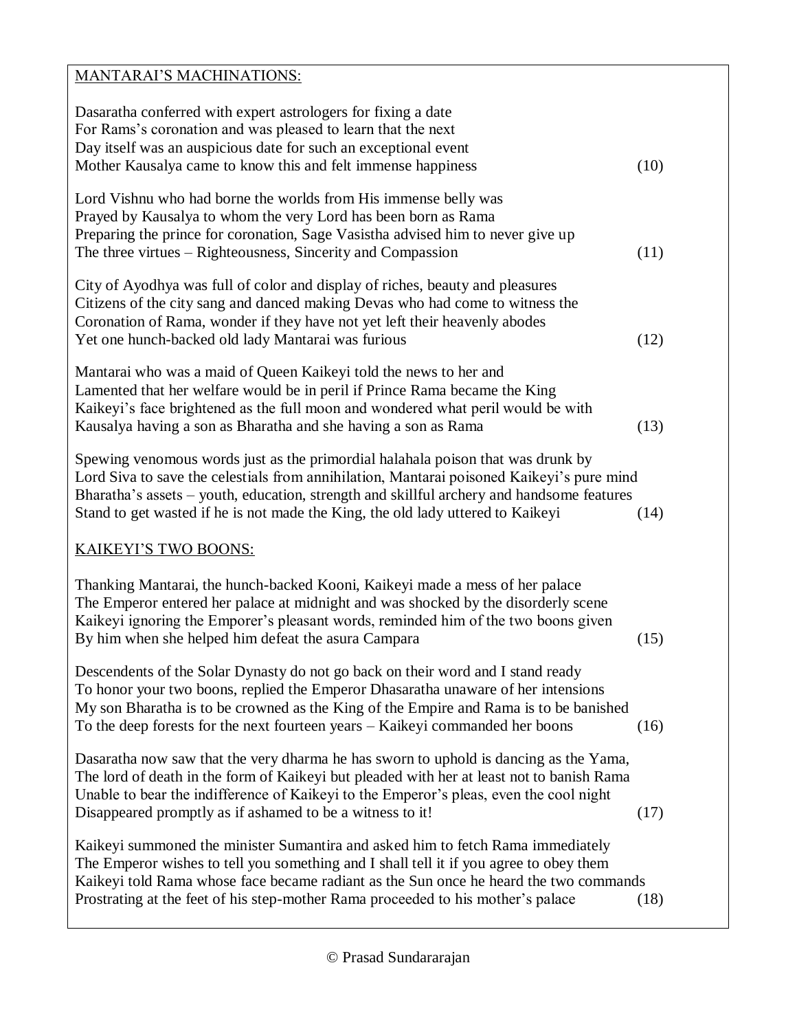MANTARAI'S MACHINATIONS:

Dasaratha conferred with expert astrologers for fixing a date
For Rams's coronation and was pleased to learn that the next
Day itself was an auspicious date for such an exceptional event
Mother Kausalya came to know this and felt immense happiness (10)

Lord Vishnu who had borne the worlds from His immense belly was
Prayed by Kausalya to whom the very Lord has been born as Rama
Preparing the prince for coronation, Sage Vasistha advised him to never give up
The three virtues – Righteousness, Sincerity and Compassion (11)

City of Ayodhya was full of color and display of riches, beauty and pleasures
Citizens of the city sang and danced making Devas who had come to witness the
Coronation of Rama, wonder if they have not yet left their heavenly abodes
Yet one hunch-backed old lady Mantarai was furious (12)

Mantarai who was a maid of Queen Kaikeyi told the news to her and
Lamented that her welfare would be in peril if Prince Rama became the King
Kaikeyi's face brightened as the full moon and wondered what peril would be with
Kausalya having a son as Bharatha and she having a son as Rama (13)

Spewing venomous words just as the primordial halahala poison that was drunk by
Lord Siva to save the celestials from annihilation, Mantarai poisoned Kaikeyi's pure mind
Bharatha's assets – youth, education, strength and skillful archery and handsome features
Stand to get wasted if he is not made the King, the old lady uttered to Kaikeyi (14)

KAIKEYI'S TWO BOONS:

Thanking Mantarai, the hunch-backed Kooni, Kaikeyi made a mess of her palace
The Emperor entered her palace at midnight and was shocked by the disorderly scene
Kaikeyi ignoring the Emporer's pleasant words, reminded him of the two boons given
By him when she helped him defeat the asura Campara (15)

Descendents of the Solar Dynasty do not go back on their word and I stand ready
To honor your two boons, replied the Emperor Dhasaratha unaware of her intensions
My son Bharatha is to be crowned as the King of the Empire and Rama is to be banished
To the deep forests for the next fourteen years – Kaikeyi commanded her boons (16)

Dasaratha now saw that the very dharma he has sworn to uphold is dancing as the Yama,
The lord of death in the form of Kaikeyi but pleaded with her at least not to banish Rama
Unable to bear the indifference of Kaikeyi to the Emperor's pleas, even the cool night
Disappeared promptly as if ashamed to be a witness to it! (17)

Kaikeyi summoned the minister Sumantira and asked him to fetch Rama immediately
The Emperor wishes to tell you something and I shall tell it if you agree to obey them
Kaikeyi told Rama whose face became radiant as the Sun once he heard the two commands
Prostrating at the feet of his step-mother Rama proceeded to his mother's palace (18)

© Prasad Sundararajan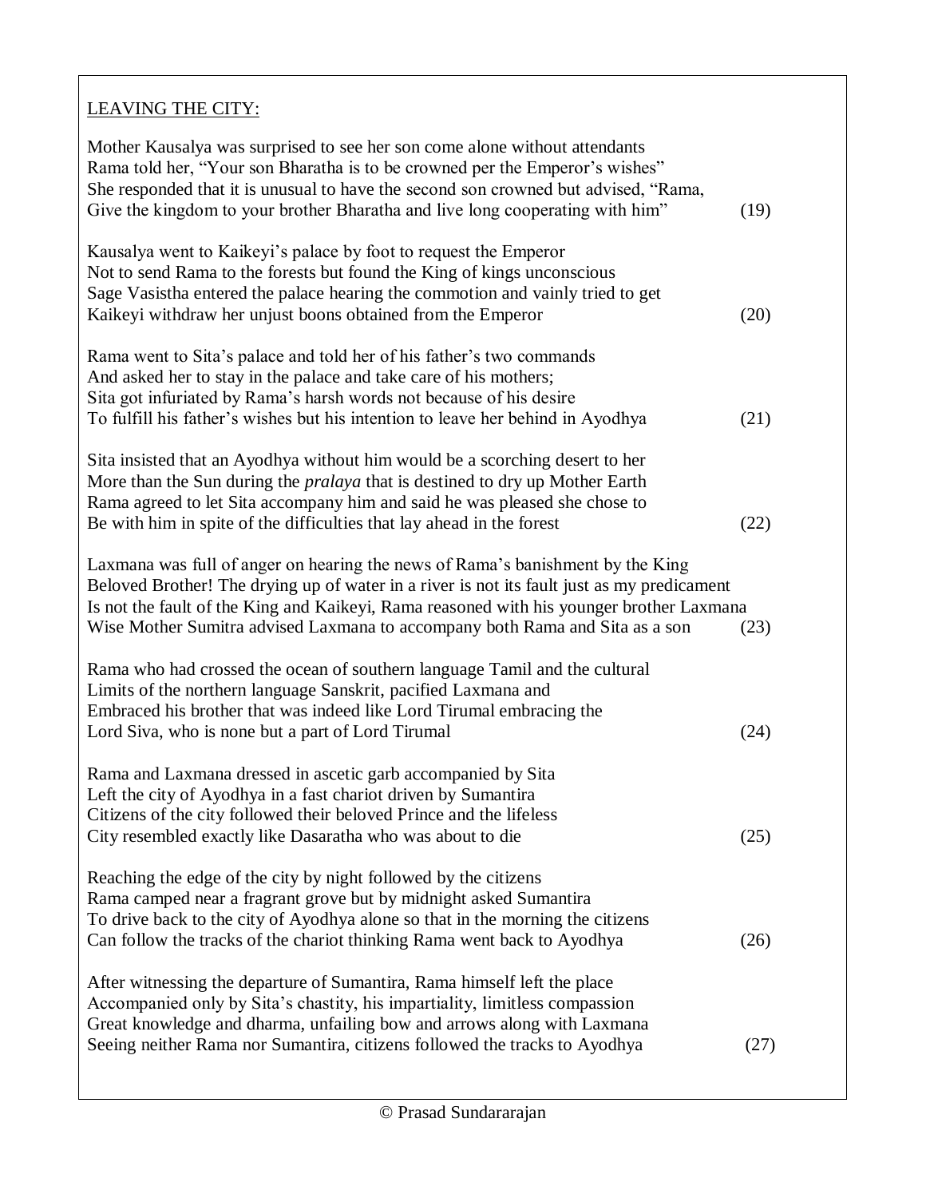## LEAVING THE CITY:

Mother Kausalya was surprised to see her son come alone without attendants
Rama told her, "Your son Bharatha is to be crowned per the Emperor's wishes"
She responded that it is unusual to have the second son crowned but advised, "Rama,
Give the kingdom to your brother Bharatha and live long cooperating with him" (19)

Kausalya went to Kaikeyi's palace by foot to request the Emperor
Not to send Rama to the forests but found the King of kings unconscious
Sage Vasistha entered the palace hearing the commotion and vainly tried to get
Kaikeyi withdraw her unjust boons obtained from the Emperor (20)

Rama went to Sita's palace and told her of his father's two commands
And asked her to stay in the palace and take care of his mothers;
Sita got infuriated by Rama's harsh words not because of his desire
To fulfill his father's wishes but his intention to leave her behind in Ayodhya (21)

Sita insisted that an Ayodhya without him would be a scorching desert to her
More than the Sun during the *pralaya* that is destined to dry up Mother Earth
Rama agreed to let Sita accompany him and said he was pleased she chose to
Be with him in spite of the difficulties that lay ahead in the forest (22)

Laxmana was full of anger on hearing the news of Rama's banishment by the King
Beloved Brother! The drying up of water in a river is not its fault just as my predicament
Is not the fault of the King and Kaikeyi, Rama reasoned with his younger brother Laxmana
Wise Mother Sumitra advised Laxmana to accompany both Rama and Sita as a son (23)

Rama who had crossed the ocean of southern language Tamil and the cultural
Limits of the northern language Sanskrit, pacified Laxmana and
Embraced his brother that was indeed like Lord Tirumal embracing the
Lord Siva, who is none but a part of Lord Tirumal (24)

Rama and Laxmana dressed in ascetic garb accompanied by Sita
Left the city of Ayodhya in a fast chariot driven by Sumantira
Citizens of the city followed their beloved Prince and the lifeless
City resembled exactly like Dasaratha who was about to die (25)

Reaching the edge of the city by night followed by the citizens
Rama camped near a fragrant grove but by midnight asked Sumantira
To drive back to the city of Ayodhya alone so that in the morning the citizens
Can follow the tracks of the chariot thinking Rama went back to Ayodhya (26)

After witnessing the departure of Sumantira, Rama himself left the place
Accompanied only by Sita's chastity, his impartiality, limitless compassion
Great knowledge and dharma, unfailing bow and arrows along with Laxmana
Seeing neither Rama nor Sumantira, citizens followed the tracks to Ayodhya (27)

© Prasad Sundararajan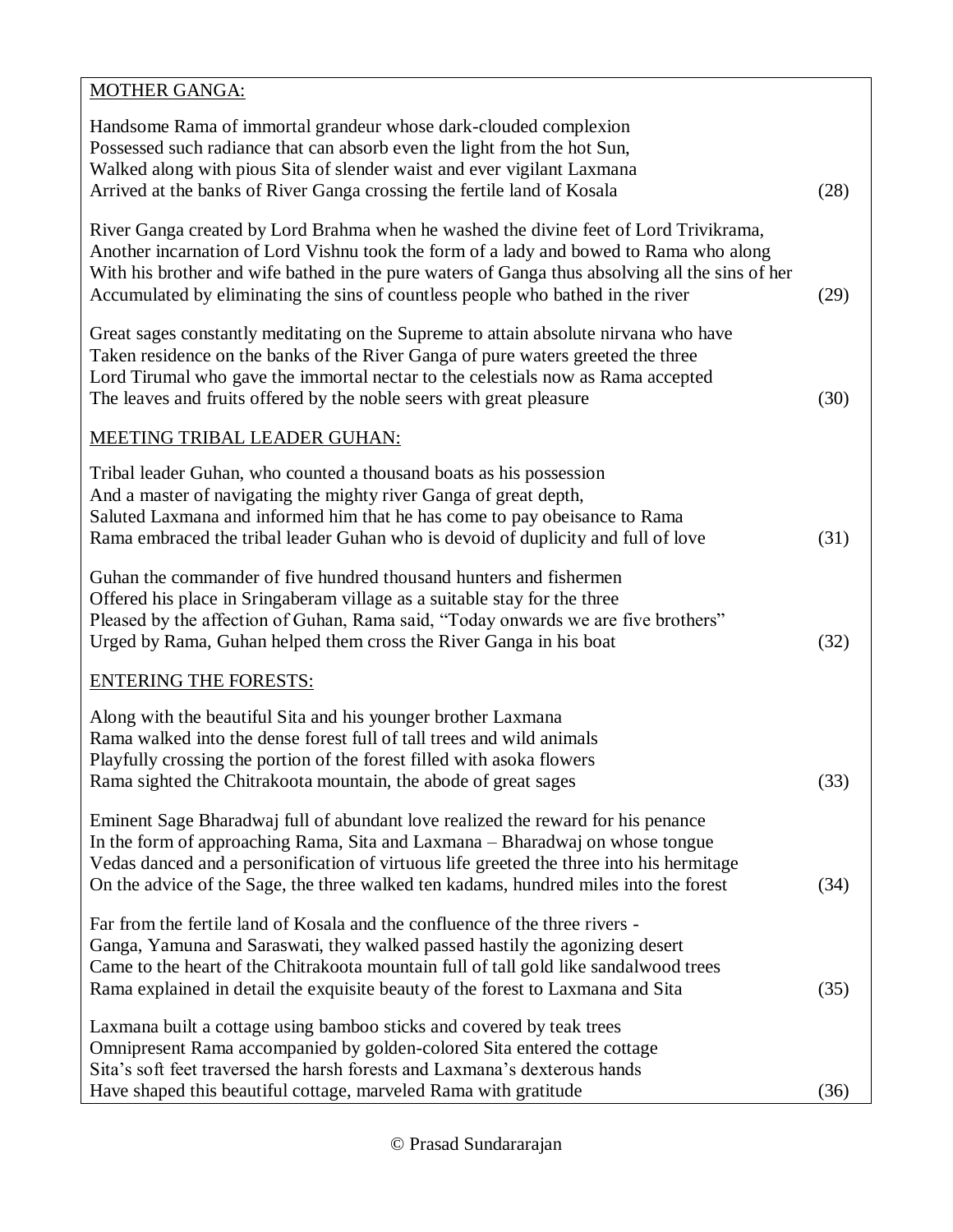MOTHER GANGA:

Handsome Rama of immortal grandeur whose dark-clouded complexion
Possessed such radiance that can absorb even the light from the hot Sun,
Walked along with pious Sita of slender waist and ever vigilant Laxmana
Arrived at the banks of River Ganga crossing the fertile land of Kosala (28)

River Ganga created by Lord Brahma when he washed the divine feet of Lord Trivikrama,
Another incarnation of Lord Vishnu took the form of a lady and bowed to Rama who along
With his brother and wife bathed in the pure waters of Ganga thus absolving all the sins of her
Accumulated by eliminating the sins of countless people who bathed in the river (29)

Great sages constantly meditating on the Supreme to attain absolute nirvana who have
Taken residence on the banks of the River Ganga of pure waters greeted the three
Lord Tirumal who gave the immortal nectar to the celestials now as Rama accepted
The leaves and fruits offered by the noble seers with great pleasure (30)

MEETING TRIBAL LEADER GUHAN:

Tribal leader Guhan, who counted a thousand boats as his possession
And a master of navigating the mighty river Ganga of great depth,
Saluted Laxmana and informed him that he has come to pay obeisance to Rama
Rama embraced the tribal leader Guhan who is devoid of duplicity and full of love (31)

Guhan the commander of five hundred thousand hunters and fishermen
Offered his place in Sringaberam village as a suitable stay for the three
Pleased by the affection of Guhan, Rama said, "Today onwards we are five brothers"
Urged by Rama, Guhan helped them cross the River Ganga in his boat (32)

ENTERING THE FORESTS:

Along with the beautiful Sita and his younger brother Laxmana
Rama walked into the dense forest full of tall trees and wild animals
Playfully crossing the portion of the forest filled with asoka flowers
Rama sighted the Chitrakoota mountain, the abode of great sages (33)

Eminent Sage Bharadwaj full of abundant love realized the reward for his penance
In the form of approaching Rama, Sita and Laxmana – Bharadwaj on whose tongue
Vedas danced and a personification of virtuous life greeted the three into his hermitage
On the advice of the Sage, the three walked ten kadams, hundred miles into the forest (34)

Far from the fertile land of Kosala and the confluence of the three rivers -
Ganga, Yamuna and Saraswati, they walked passed hastily the agonizing desert
Came to the heart of the Chitrakoota mountain full of tall gold like sandalwood trees
Rama explained in detail the exquisite beauty of the forest to Laxmana and Sita (35)

Laxmana built a cottage using bamboo sticks and covered by teak trees
Omnipresent Rama accompanied by golden-colored Sita entered the cottage
Sita's soft feet traversed the harsh forests and Laxmana's dexterous hands
Have shaped this beautiful cottage, marveled Rama with gratitude (36)

© Prasad Sundararajan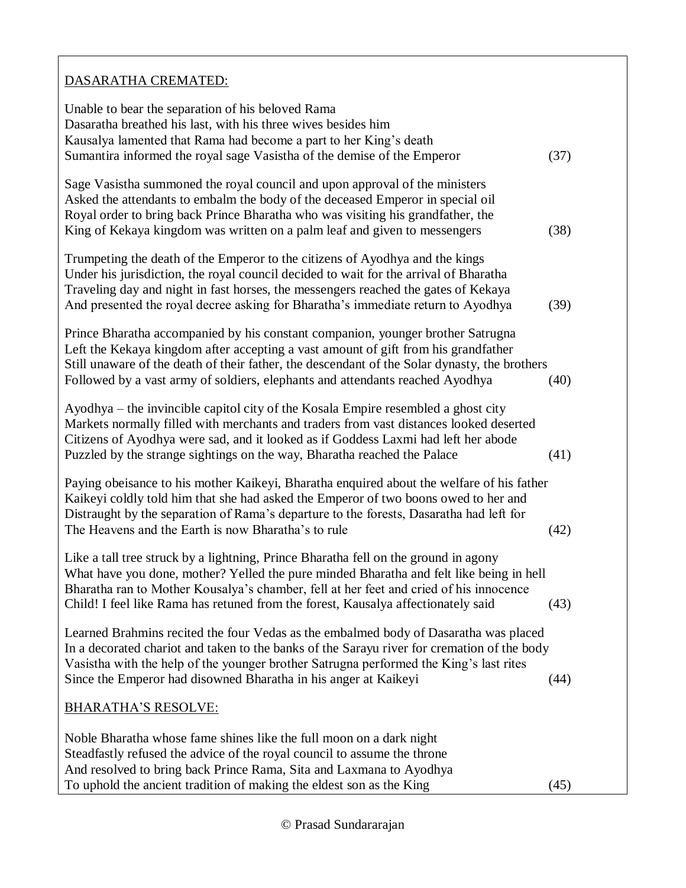DASARATHA CREMATED:

Unable to bear the separation of his beloved Rama
Dasaratha breathed his last, with his three wives besides him
Kausalya lamented that Rama had become a part to her King's death
Sumantira informed the royal sage Vasistha of the demise of the Emperor (37)

Sage Vasistha summoned the royal council and upon approval of the ministers
Asked the attendants to embalm the body of the deceased Emperor in special oil
Royal order to bring back Prince Bharatha who was visiting his grandfather, the
King of Kekaya kingdom was written on a palm leaf and given to messengers (38)

Trumpeting the death of the Emperor to the citizens of Ayodhya and the kings
Under his jurisdiction, the royal council decided to wait for the arrival of Bharatha
Traveling day and night in fast horses, the messengers reached the gates of Kekaya
And presented the royal decree asking for Bharatha's immediate return to Ayodhya (39)

Prince Bharatha accompanied by his constant companion, younger brother Satrugna
Left the Kekaya kingdom after accepting a vast amount of gift from his grandfather
Still unaware of the death of their father, the descendant of the Solar dynasty, the brothers
Followed by a vast army of soldiers, elephants and attendants reached Ayodhya (40)

Ayodhya – the invincible capitol city of the Kosala Empire resembled a ghost city
Markets normally filled with merchants and traders from vast distances looked deserted
Citizens of Ayodhya were sad, and it looked as if Goddess Laxmi had left her abode
Puzzled by the strange sightings on the way, Bharatha reached the Palace (41)

Paying obeisance to his mother Kaikeyi, Bharatha enquired about the welfare of his father
Kaikeyi coldly told him that she had asked the Emperor of two boons owed to her and
Distraught by the separation of Rama's departure to the forests, Dasaratha had left for
The Heavens and the Earth is now Bharatha's to rule (42)

Like a tall tree struck by a lightning, Prince Bharatha fell on the ground in agony
What have you done, mother? Yelled the pure minded Bharatha and felt like being in hell
Bharatha ran to Mother Kousalya's chamber, fell at her feet and cried of his innocence
Child! I feel like Rama has retuned from the forest, Kausalya affectionately said (43)

Learned Brahmins recited the four Vedas as the embalmed body of Dasaratha was placed
In a decorated chariot and taken to the banks of the Sarayu river for cremation of the body
Vasistha with the help of the younger brother Satrugna performed the King's last rites
Since the Emperor had disowned Bharatha in his anger at Kaikeyi (44)

BHARATHA'S RESOLVE:

Noble Bharatha whose fame shines like the full moon on a dark night
Steadfastly refused the advice of the royal council to assume the throne
And resolved to bring back Prince Rama, Sita and Laxmana to Ayodhya
To uphold the ancient tradition of making the eldest son as the King (45)

© Prasad Sundararajan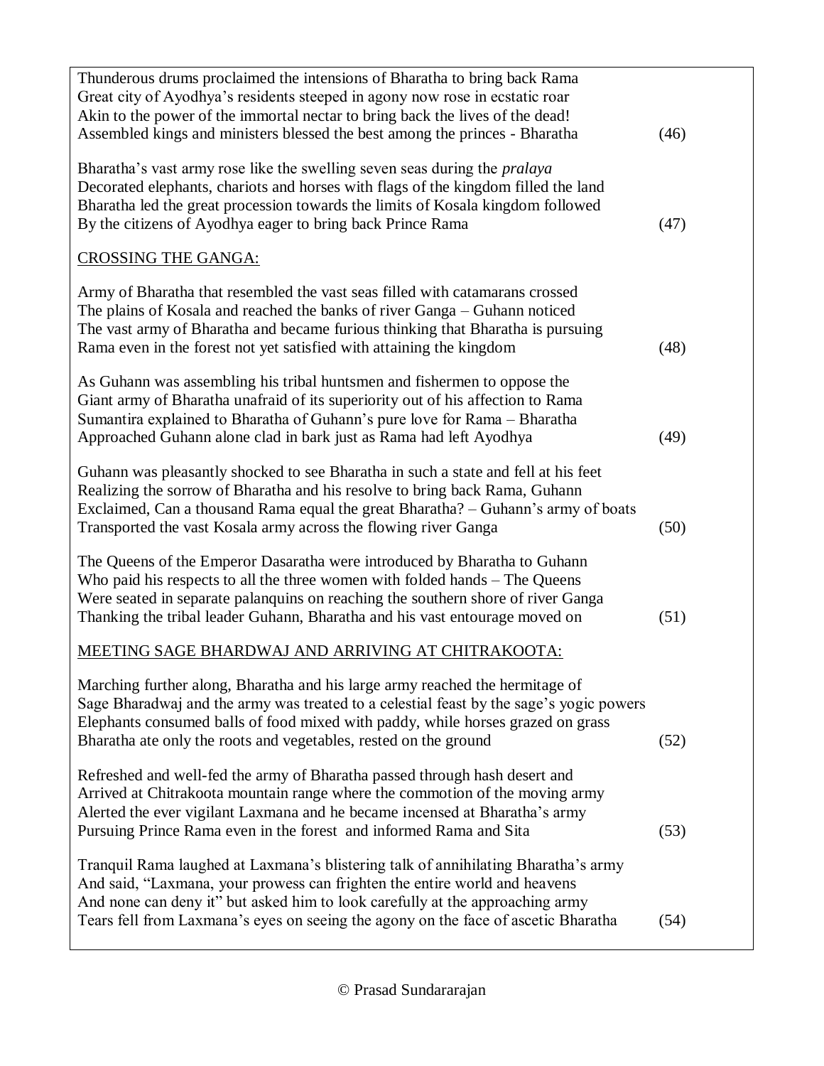Thunderous drums proclaimed the intensions of Bharatha to bring back Rama
Great city of Ayodhya's residents steeped in agony now rose in ecstatic roar
Akin to the power of the immortal nectar to bring back the lives of the dead!
Assembled kings and ministers blessed the best among the princes - Bharatha (46)

Bharatha's vast army rose like the swelling seven seas during the *pralaya*
Decorated elephants, chariots and horses with flags of the kingdom filled the land
Bharatha led the great procession towards the limits of Kosala kingdom followed
By the citizens of Ayodhya eager to bring back Prince Rama (47)

<u>CROSSING THE GANGA:</u>

Army of Bharatha that resembled the vast seas filled with catamarans crossed
The plains of Kosala and reached the banks of river Ganga – Guhann noticed
The vast army of Bharatha and became furious thinking that Bharatha is pursuing
Rama even in the forest not yet satisfied with attaining the kingdom (48)

As Guhann was assembling his tribal huntsmen and fishermen to oppose the
Giant army of Bharatha unafraid of its superiority out of his affection to Rama
Sumantira explained to Bharatha of Guhann's pure love for Rama – Bharatha
Approached Guhann alone clad in bark just as Rama had left Ayodhya (49)

Guhann was pleasantly shocked to see Bharatha in such a state and fell at his feet
Realizing the sorrow of Bharatha and his resolve to bring back Rama, Guhann
Exclaimed, Can a thousand Rama equal the great Bharatha? – Guhann's army of boats
Transported the vast Kosala army across the flowing river Ganga (50)

The Queens of the Emperor Dasaratha were introduced by Bharatha to Guhann
Who paid his respects to all the three women with folded hands – The Queens
Were seated in separate palanquins on reaching the southern shore of river Ganga
Thanking the tribal leader Guhann, Bharatha and his vast entourage moved on (51)

<u>MEETING SAGE BHARDWAJ AND ARRIVING AT CHITRAKOOTA:</u>

Marching further along, Bharatha and his large army reached the hermitage of
Sage Bharadwaj and the army was treated to a celestial feast by the sage's yogic powers
Elephants consumed balls of food mixed with paddy, while horses grazed on grass
Bharatha ate only the roots and vegetables, rested on the ground (52)

Refreshed and well-fed the army of Bharatha passed through hash desert and
Arrived at Chitrakoota mountain range where the commotion of the moving army
Alerted the ever vigilant Laxmana and he became incensed at Bharatha's army
Pursuing Prince Rama even in the forest and informed Rama and Sita (53)

Tranquil Rama laughed at Laxmana's blistering talk of annihilating Bharatha's army
And said, "Laxmana, your prowess can frighten the entire world and heavens
And none can deny it" but asked him to look carefully at the approaching army
Tears fell from Laxmana's eyes on seeing the agony on the face of ascetic Bharatha (54)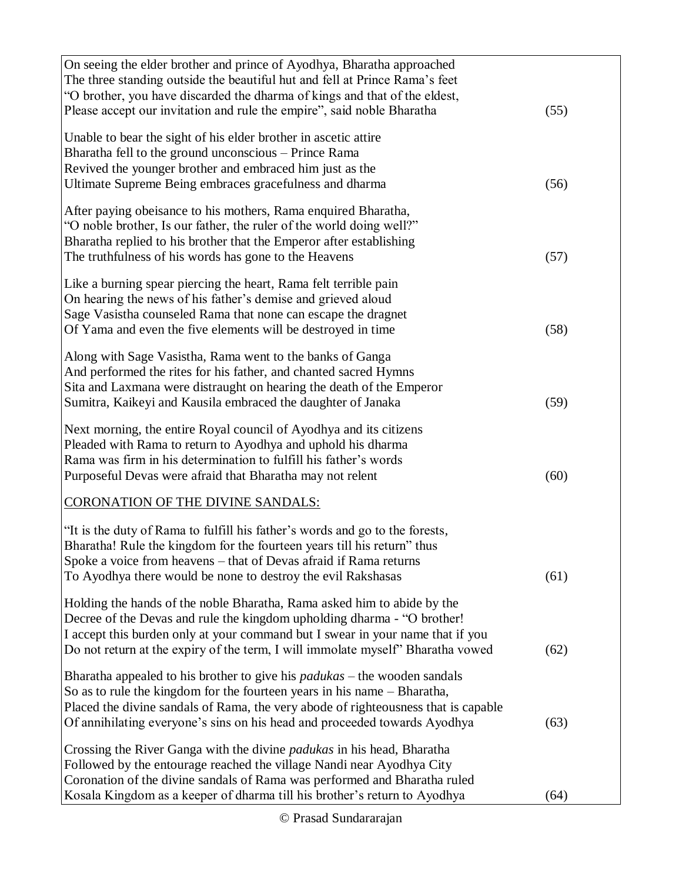On seeing the elder brother and prince of Ayodhya, Bharatha approached
The three standing outside the beautiful hut and fell at Prince Rama's feet
"O brother, you have discarded the dharma of kings and that of the eldest,
Please accept our invitation and rule the empire", said noble Bharatha (55)

Unable to bear the sight of his elder brother in ascetic attire
Bharatha fell to the ground unconscious – Prince Rama
Revived the younger brother and embraced him just as the
Ultimate Supreme Being embraces gracefulness and dharma (56)

After paying obeisance to his mothers, Rama enquired Bharatha,
"O noble brother, Is our father, the ruler of the world doing well?"
Bharatha replied to his brother that the Emperor after establishing
The truthfulness of his words has gone to the Heavens (57)

Like a burning spear piercing the heart, Rama felt terrible pain
On hearing the news of his father's demise and grieved aloud
Sage Vasistha counseled Rama that none can escape the dragnet
Of Yama and even the five elements will be destroyed in time (58)

Along with Sage Vasistha, Rama went to the banks of Ganga
And performed the rites for his father, and chanted sacred Hymns
Sita and Laxmana were distraught on hearing the death of the Emperor
Sumitra, Kaikeyi and Kausila embraced the daughter of Janaka (59)

Next morning, the entire Royal council of Ayodhya and its citizens
Pleaded with Rama to return to Ayodhya and uphold his dharma
Rama was firm in his determination to fulfill his father's words
Purposeful Devas were afraid that Bharatha may not relent (60)

## CORONATION OF THE DIVINE SANDALS:

"It is the duty of Rama to fulfill his father's words and go to the forests,
Bharatha! Rule the kingdom for the fourteen years till his return" thus
Spoke a voice from heavens – that of Devas afraid if Rama returns
To Ayodhya there would be none to destroy the evil Rakshasas (61)

Holding the hands of the noble Bharatha, Rama asked him to abide by the
Decree of the Devas and rule the kingdom upholding dharma - "O brother!
I accept this burden only at your command but I swear in your name that if you
Do not return at the expiry of the term, I will immolate myself" Bharatha vowed (62)

Bharatha appealed to his brother to give his *padukas* – the wooden sandals
So as to rule the kingdom for the fourteen years in his name – Bharatha,
Placed the divine sandals of Rama, the very abode of righteousness that is capable
Of annihilating everyone's sins on his head and proceeded towards Ayodhya (63)

Crossing the River Ganga with the divine *padukas* in his head, Bharatha
Followed by the entourage reached the village Nandi near Ayodhya City
Coronation of the divine sandals of Rama was performed and Bharatha ruled
Kosala Kingdom as a keeper of dharma till his brother's return to Ayodhya (64)

© Prasad Sundararajan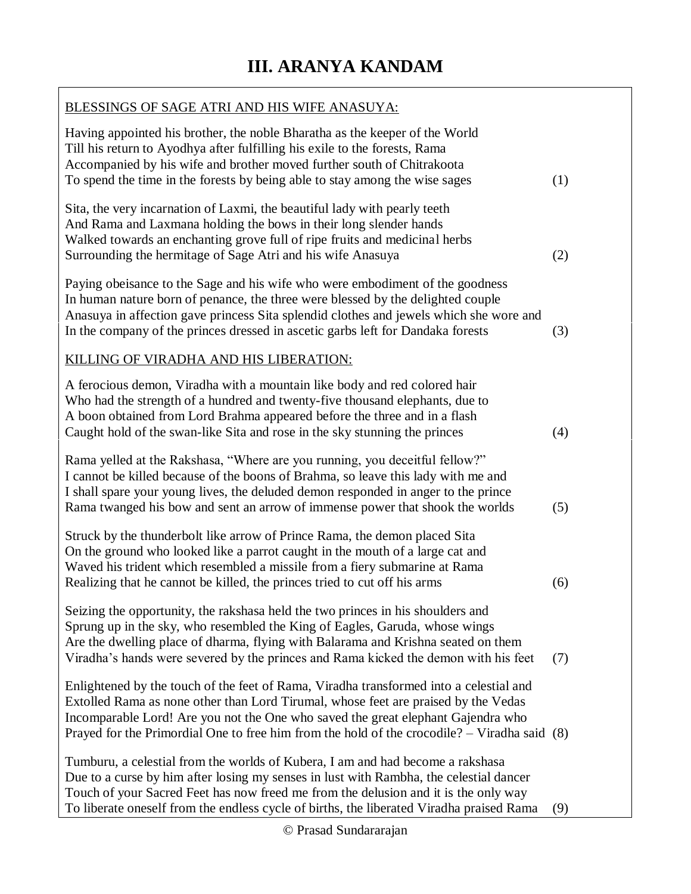# III. ARANYA KANDAM

BLESSINGS OF SAGE ATRI AND HIS WIFE ANASUYA:

Having appointed his brother, the noble Bharatha as the keeper of the World
Till his return to Ayodhya after fulfilling his exile to the forests, Rama
Accompanied by his wife and brother moved further south of Chitrakoota
To spend the time in the forests by being able to stay among the wise sages (1)

Sita, the very incarnation of Laxmi, the beautiful lady with pearly teeth
And Rama and Laxmana holding the bows in their long slender hands
Walked towards an enchanting grove full of ripe fruits and medicinal herbs
Surrounding the hermitage of Sage Atri and his wife Anasuya (2)

Paying obeisance to the Sage and his wife who were embodiment of the goodness
In human nature born of penance, the three were blessed by the delighted couple
Anasuya in affection gave princess Sita splendid clothes and jewels which she wore and
In the company of the princes dressed in ascetic garbs left for Dandaka forests (3)

KILLING OF VIRADHA AND HIS LIBERATION:

A ferocious demon, Viradha with a mountain like body and red colored hair
Who had the strength of a hundred and twenty-five thousand elephants, due to
A boon obtained from Lord Brahma appeared before the three and in a flash
Caught hold of the swan-like Sita and rose in the sky stunning the princes (4)

Rama yelled at the Rakshasa, "Where are you running, you deceitful fellow?"
I cannot be killed because of the boons of Brahma, so leave this lady with me and
I shall spare your young lives, the deluded demon responded in anger to the prince
Rama twanged his bow and sent an arrow of immense power that shook the worlds (5)

Struck by the thunderbolt like arrow of Prince Rama, the demon placed Sita
On the ground who looked like a parrot caught in the mouth of a large cat and
Waved his trident which resembled a missile from a fiery submarine at Rama
Realizing that he cannot be killed, the princes tried to cut off his arms (6)

Seizing the opportunity, the rakshasa held the two princes in his shoulders and
Sprung up in the sky, who resembled the King of Eagles, Garuda, whose wings
Are the dwelling place of dharma, flying with Balarama and Krishna seated on them
Viradha's hands were severed by the princes and Rama kicked the demon with his feet (7)

Enlightened by the touch of the feet of Rama, Viradha transformed into a celestial and
Extolled Rama as none other than Lord Tirumal, whose feet are praised by the Vedas
Incomparable Lord! Are you not the One who saved the great elephant Gajendra who
Prayed for the Primordial One to free him from the hold of the crocodile? – Viradha said (8)

Tumburu, a celestial from the worlds of Kubera, I am and had become a rakshasa
Due to a curse by him after losing my senses in lust with Rambha, the celestial dancer
Touch of your Sacred Feet has now freed me from the delusion and it is the only way
To liberate oneself from the endless cycle of births, the liberated Viradha praised Rama (9)

© Prasad Sundararajan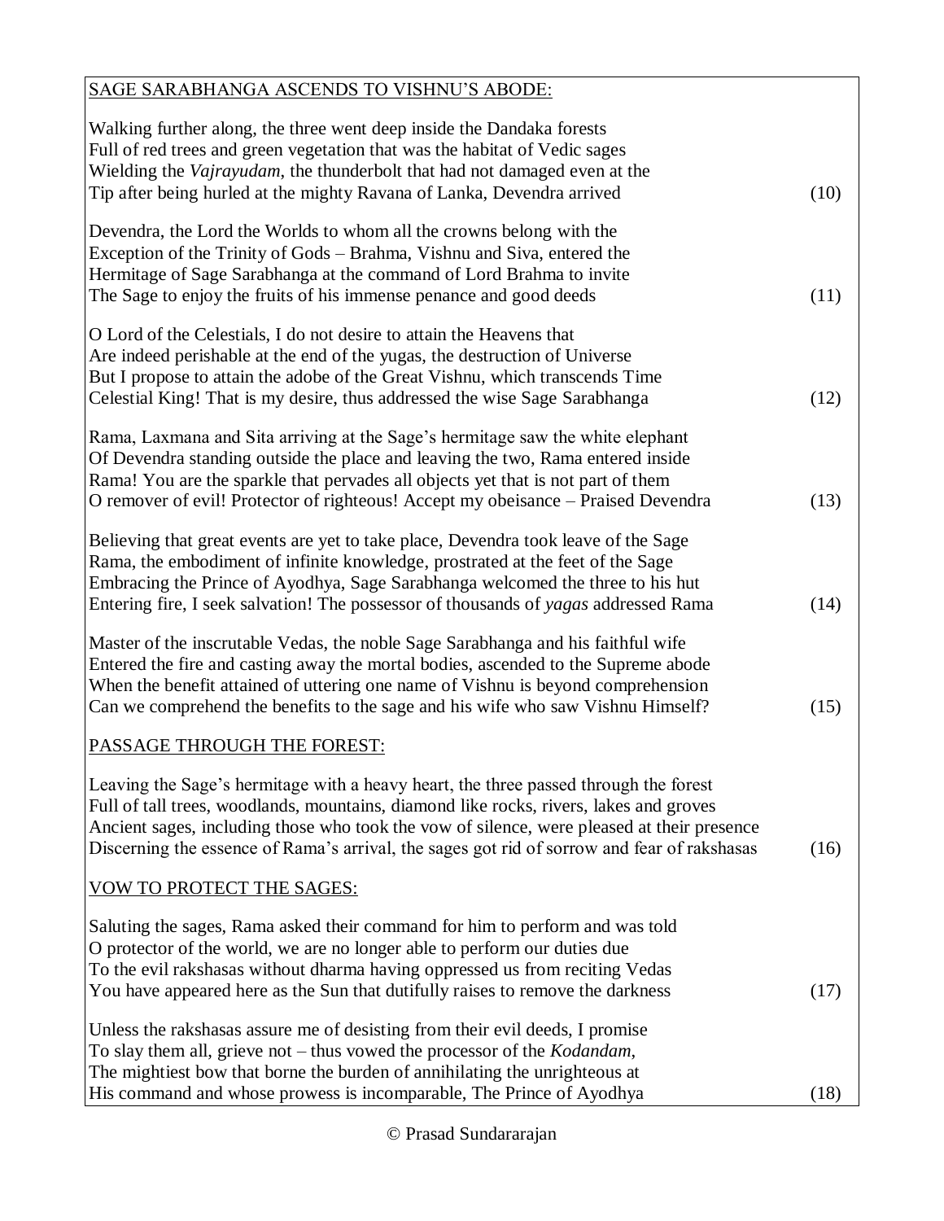SAGE SARABHANGA ASCENDS TO VISHNU'S ABODE:

Walking further along, the three went deep inside the Dandaka forests
Full of red trees and green vegetation that was the habitat of Vedic sages
Wielding the *Vajrayudam*, the thunderbolt that had not damaged even at the
Tip after being hurled at the mighty Ravana of Lanka, Devendra arrived (10)

Devendra, the Lord the Worlds to whom all the crowns belong with the
Exception of the Trinity of Gods – Brahma, Vishnu and Siva, entered the
Hermitage of Sage Sarabhanga at the command of Lord Brahma to invite
The Sage to enjoy the fruits of his immense penance and good deeds (11)

O Lord of the Celestials, I do not desire to attain the Heavens that
Are indeed perishable at the end of the yugas, the destruction of Universe
But I propose to attain the adobe of the Great Vishnu, which transcends Time
Celestial King! That is my desire, thus addressed the wise Sage Sarabhanga (12)

Rama, Laxmana and Sita arriving at the Sage's hermitage saw the white elephant
Of Devendra standing outside the place and leaving the two, Rama entered inside
Rama! You are the sparkle that pervades all objects yet that is not part of them
O remover of evil! Protector of righteous! Accept my obeisance – Praised Devendra (13)

Believing that great events are yet to take place, Devendra took leave of the Sage
Rama, the embodiment of infinite knowledge, prostrated at the feet of the Sage
Embracing the Prince of Ayodhya, Sage Sarabhanga welcomed the three to his hut
Entering fire, I seek salvation! The possessor of thousands of *yagas* addressed Rama (14)

Master of the inscrutable Vedas, the noble Sage Sarabhanga and his faithful wife
Entered the fire and casting away the mortal bodies, ascended to the Supreme abode
When the benefit attained of uttering one name of Vishnu is beyond comprehension
Can we comprehend the benefits to the sage and his wife who saw Vishnu Himself? (15)

PASSAGE THROUGH THE FOREST:

Leaving the Sage's hermitage with a heavy heart, the three passed through the forest
Full of tall trees, woodlands, mountains, diamond like rocks, rivers, lakes and groves
Ancient sages, including those who took the vow of silence, were pleased at their presence
Discerning the essence of Rama's arrival, the sages got rid of sorrow and fear of rakshasas (16)

VOW TO PROTECT THE SAGES:

Saluting the sages, Rama asked their command for him to perform and was told
O protector of the world, we are no longer able to perform our duties due
To the evil rakshasas without dharma having oppressed us from reciting Vedas
You have appeared here as the Sun that dutifully raises to remove the darkness (17)

Unless the rakshasas assure me of desisting from their evil deeds, I promise
To slay them all, grieve not – thus vowed the processor of the *Kodandam*,
The mightiest bow that borne the burden of annihilating the unrighteous at
His command and whose prowess is incomparable, The Prince of Ayodhya (18)

© Prasad Sundararajan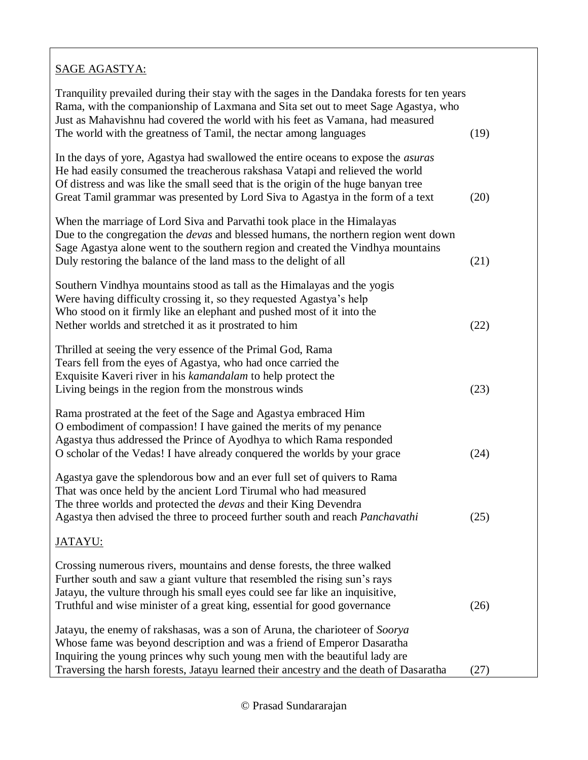SAGE AGASTYA:

Tranquility prevailed during their stay with the sages in the Dandaka forests for ten years
Rama, with the companionship of Laxmana and Sita set out to meet Sage Agastya, who
Just as Mahavishnu had covered the world with his feet as Vamana, had measured
The world with the greatness of Tamil, the nectar among languages (19)

In the days of yore, Agastya had swallowed the entire oceans to expose the *asuras*
He had easily consumed the treacherous rakshasa Vatapi and relieved the world
Of distress and was like the small seed that is the origin of the huge banyan tree
Great Tamil grammar was presented by Lord Siva to Agastya in the form of a text (20)

When the marriage of Lord Siva and Parvathi took place in the Himalayas
Due to the congregation the *devas* and blessed humans, the northern region went down
Sage Agastya alone went to the southern region and created the Vindhya mountains
Duly restoring the balance of the land mass to the delight of all (21)

Southern Vindhya mountains stood as tall as the Himalayas and the yogis
Were having difficulty crossing it, so they requested Agastya's help
Who stood on it firmly like an elephant and pushed most of it into the
Nether worlds and stretched it as it prostrated to him (22)

Thrilled at seeing the very essence of the Primal God, Rama
Tears fell from the eyes of Agastya, who had once carried the
Exquisite Kaveri river in his *kamandalam* to help protect the
Living beings in the region from the monstrous winds (23)

Rama prostrated at the feet of the Sage and Agastya embraced Him
O embodiment of compassion! I have gained the merits of my penance
Agastya thus addressed the Prince of Ayodhya to which Rama responded
O scholar of the Vedas! I have already conquered the worlds by your grace (24)

Agastya gave the splendorous bow and an ever full set of quivers to Rama
That was once held by the ancient Lord Tirumal who had measured
The three worlds and protected the *devas* and their King Devendra
Agastya then advised the three to proceed further south and reach *Panchavathi* (25)

JATAYU:

Crossing numerous rivers, mountains and dense forests, the three walked
Further south and saw a giant vulture that resembled the rising sun's rays
Jatayu, the vulture through his small eyes could see far like an inquisitive,
Truthful and wise minister of a great king, essential for good governance (26)

Jatayu, the enemy of rakshasas, was a son of Aruna, the charioteer of *Soorya*
Whose fame was beyond description and was a friend of Emperor Dasaratha
Inquiring the young princes why such young men with the beautiful lady are
Traversing the harsh forests, Jatayu learned their ancestry and the death of Dasaratha (27)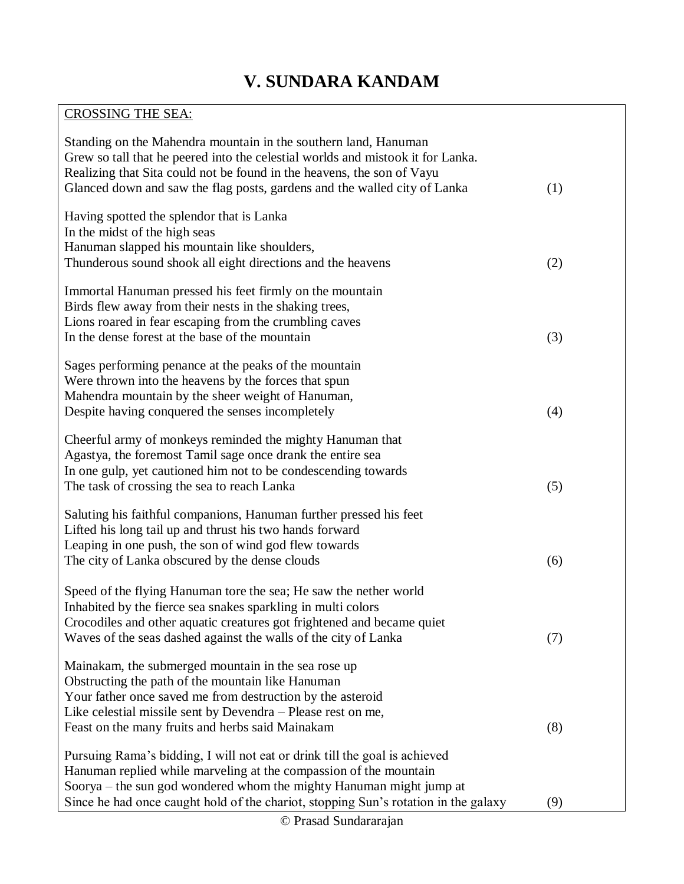# V. SUNDARA KANDAM

CROSSING THE SEA:

Standing on the Mahendra mountain in the southern land, Hanuman
Grew so tall that he peered into the celestial worlds and mistook it for Lanka.
Realizing that Sita could not be found in the heavens, the son of Vayu
Glanced down and saw the flag posts, gardens and the walled city of Lanka (1)

Having spotted the splendor that is Lanka
In the midst of the high seas
Hanuman slapped his mountain like shoulders,
Thunderous sound shook all eight directions and the heavens (2)

Immortal Hanuman pressed his feet firmly on the mountain
Birds flew away from their nests in the shaking trees,
Lions roared in fear escaping from the crumbling caves
In the dense forest at the base of the mountain (3)

Sages performing penance at the peaks of the mountain
Were thrown into the heavens by the forces that spun
Mahendra mountain by the sheer weight of Hanuman,
Despite having conquered the senses incompletely (4)

Cheerful army of monkeys reminded the mighty Hanuman that
Agastya, the foremost Tamil sage once drank the entire sea
In one gulp, yet cautioned him not to be condescending towards
The task of crossing the sea to reach Lanka (5)

Saluting his faithful companions, Hanuman further pressed his feet
Lifted his long tail up and thrust his two hands forward
Leaping in one push, the son of wind god flew towards
The city of Lanka obscured by the dense clouds (6)

Speed of the flying Hanuman tore the sea; He saw the nether world
Inhabited by the fierce sea snakes sparkling in multi colors
Crocodiles and other aquatic creatures got frightened and became quiet
Waves of the seas dashed against the walls of the city of Lanka (7)

Mainakam, the submerged mountain in the sea rose up
Obstructing the path of the mountain like Hanuman
Your father once saved me from destruction by the asteroid
Like celestial missile sent by Devendra – Please rest on me,
Feast on the many fruits and herbs said Mainakam (8)

Pursuing Rama's bidding, I will not eat or drink till the goal is achieved
Hanuman replied while marveling at the compassion of the mountain
Soorya – the sun god wondered whom the mighty Hanuman might jump at
Since he had once caught hold of the chariot, stopping Sun's rotation in the galaxy (9)

© Prasad Sundararajan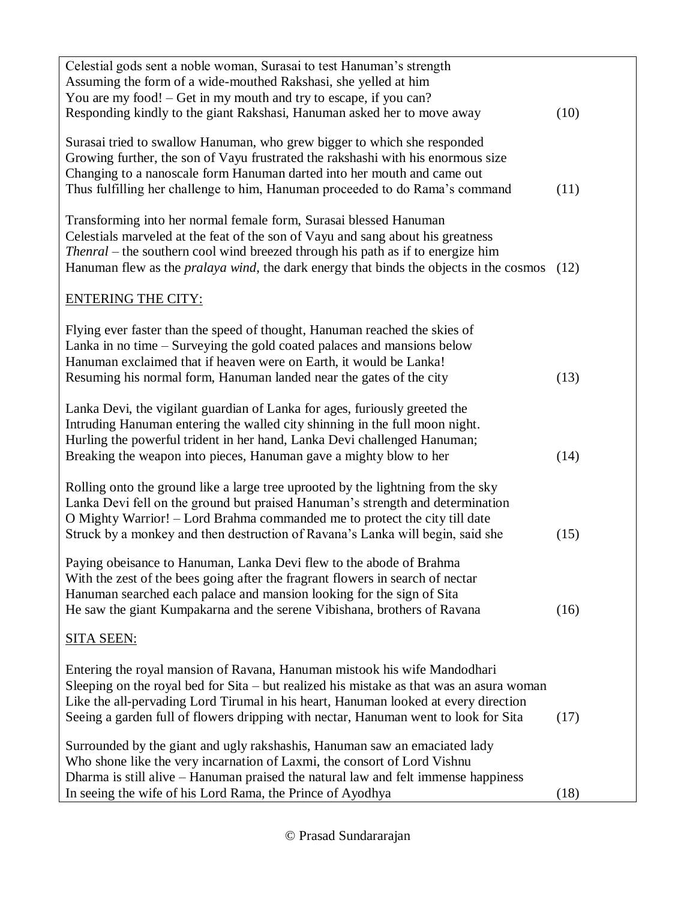Celestial gods sent a noble woman, Surasai to test Hanuman's strength
Assuming the form of a wide-mouthed Rakshasi, she yelled at him
You are my food! – Get in my mouth and try to escape, if you can?
Responding kindly to the giant Rakshasi, Hanuman asked her to move away (10)

Surasai tried to swallow Hanuman, who grew bigger to which she responded
Growing further, the son of Vayu frustrated the rakshashi with his enormous size
Changing to a nanoscale form Hanuman darted into her mouth and came out
Thus fulfilling her challenge to him, Hanuman proceeded to do Rama's command (11)

Transforming into her normal female form, Surasai blessed Hanuman
Celestials marveled at the feat of the son of Vayu and sang about his greatness
*Thenral* – the southern cool wind breezed through his path as if to energize him
Hanuman flew as the *pralaya wind*, the dark energy that binds the objects in the cosmos (12)

<u>ENTERING THE CITY:</u>

Flying ever faster than the speed of thought, Hanuman reached the skies of
Lanka in no time – Surveying the gold coated palaces and mansions below
Hanuman exclaimed that if heaven were on Earth, it would be Lanka!
Resuming his normal form, Hanuman landed near the gates of the city (13)

Lanka Devi, the vigilant guardian of Lanka for ages, furiously greeted the
Intruding Hanuman entering the walled city shinning in the full moon night.
Hurling the powerful trident in her hand, Lanka Devi challenged Hanuman;
Breaking the weapon into pieces, Hanuman gave a mighty blow to her (14)

Rolling onto the ground like a large tree uprooted by the lightning from the sky
Lanka Devi fell on the ground but praised Hanuman's strength and determination
O Mighty Warrior! – Lord Brahma commanded me to protect the city till date
Struck by a monkey and then destruction of Ravana's Lanka will begin, said she (15)

Paying obeisance to Hanuman, Lanka Devi flew to the abode of Brahma
With the zest of the bees going after the fragrant flowers in search of nectar
Hanuman searched each palace and mansion looking for the sign of Sita
He saw the giant Kumpakarna and the serene Vibishana, brothers of Ravana (16)

<u>SITA SEEN:</u>

Entering the royal mansion of Ravana, Hanuman mistook his wife Mandodhari
Sleeping on the royal bed for Sita – but realized his mistake as that was an asura woman
Like the all-pervading Lord Tirumal in his heart, Hanuman looked at every direction
Seeing a garden full of flowers dripping with nectar, Hanuman went to look for Sita (17)

Surrounded by the giant and ugly rakshashis, Hanuman saw an emaciated lady
Who shone like the very incarnation of Laxmi, the consort of Lord Vishnu
Dharma is still alive – Hanuman praised the natural law and felt immense happiness
In seeing the wife of his Lord Rama, the Prince of Ayodhya (18)

© Prasad Sundararajan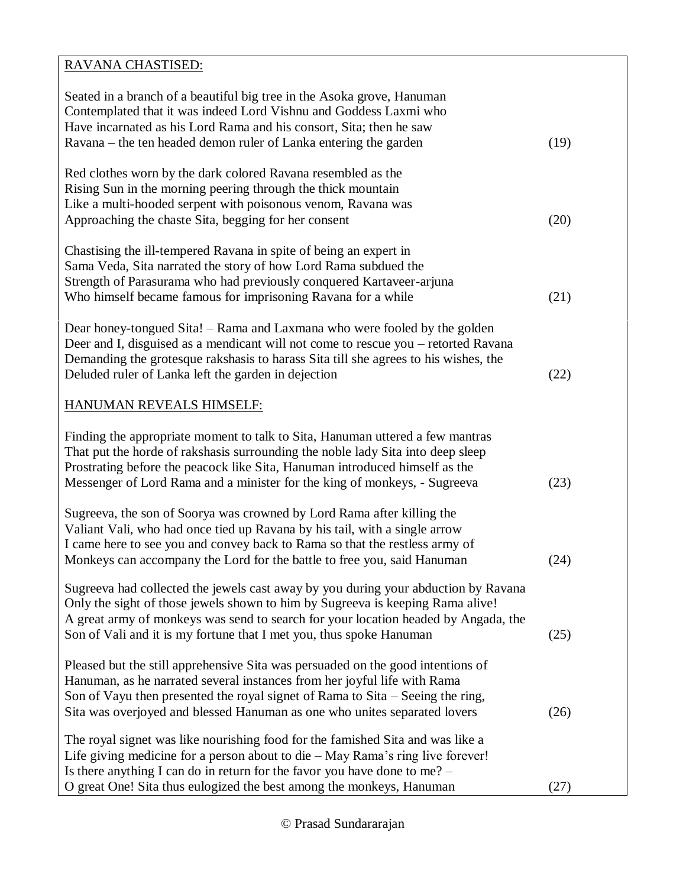RAVANA CHASTISED:

Seated in a branch of a beautiful big tree in the Asoka grove, Hanuman
Contemplated that it was indeed Lord Vishnu and Goddess Laxmi who
Have incarnated as his Lord Rama and his consort, Sita; then he saw
Ravana – the ten headed demon ruler of Lanka entering the garden (19)

Red clothes worn by the dark colored Ravana resembled as the
Rising Sun in the morning peering through the thick mountain
Like a multi-hooded serpent with poisonous venom, Ravana was
Approaching the chaste Sita, begging for her consent (20)

Chastising the ill-tempered Ravana in spite of being an expert in
Sama Veda, Sita narrated the story of how Lord Rama subdued the
Strength of Parasurama who had previously conquered Kartaveer-arjuna
Who himself became famous for imprisoning Ravana for a while (21)

Dear honey-tongued Sita! – Rama and Laxmana who were fooled by the golden
Deer and I, disguised as a mendicant will not come to rescue you – retorted Ravana
Demanding the grotesque rakshasis to harass Sita till she agrees to his wishes, the
Deluded ruler of Lanka left the garden in dejection (22)

HANUMAN REVEALS HIMSELF:

Finding the appropriate moment to talk to Sita, Hanuman uttered a few mantras
That put the horde of rakshasis surrounding the noble lady Sita into deep sleep
Prostrating before the peacock like Sita, Hanuman introduced himself as the
Messenger of Lord Rama and a minister for the king of monkeys, - Sugreeva (23)

Sugreeva, the son of Soorya was crowned by Lord Rama after killing the
Valiant Vali, who had once tied up Ravana by his tail, with a single arrow
I came here to see you and convey back to Rama so that the restless army of
Monkeys can accompany the Lord for the battle to free you, said Hanuman (24)

Sugreeva had collected the jewels cast away by you during your abduction by Ravana
Only the sight of those jewels shown to him by Sugreeva is keeping Rama alive!
A great army of monkeys was send to search for your location headed by Angada, the
Son of Vali and it is my fortune that I met you, thus spoke Hanuman (25)

Pleased but the still apprehensive Sita was persuaded on the good intentions of
Hanuman, as he narrated several instances from her joyful life with Rama
Son of Vayu then presented the royal signet of Rama to Sita – Seeing the ring,
Sita was overjoyed and blessed Hanuman as one who unites separated lovers (26)

The royal signet was like nourishing food for the famished Sita and was like a
Life giving medicine for a person about to die – May Rama's ring live forever!
Is there anything I can do in return for the favor you have done to me? –
O great One! Sita thus eulogized the best among the monkeys, Hanuman (27)

© Prasad Sundararajan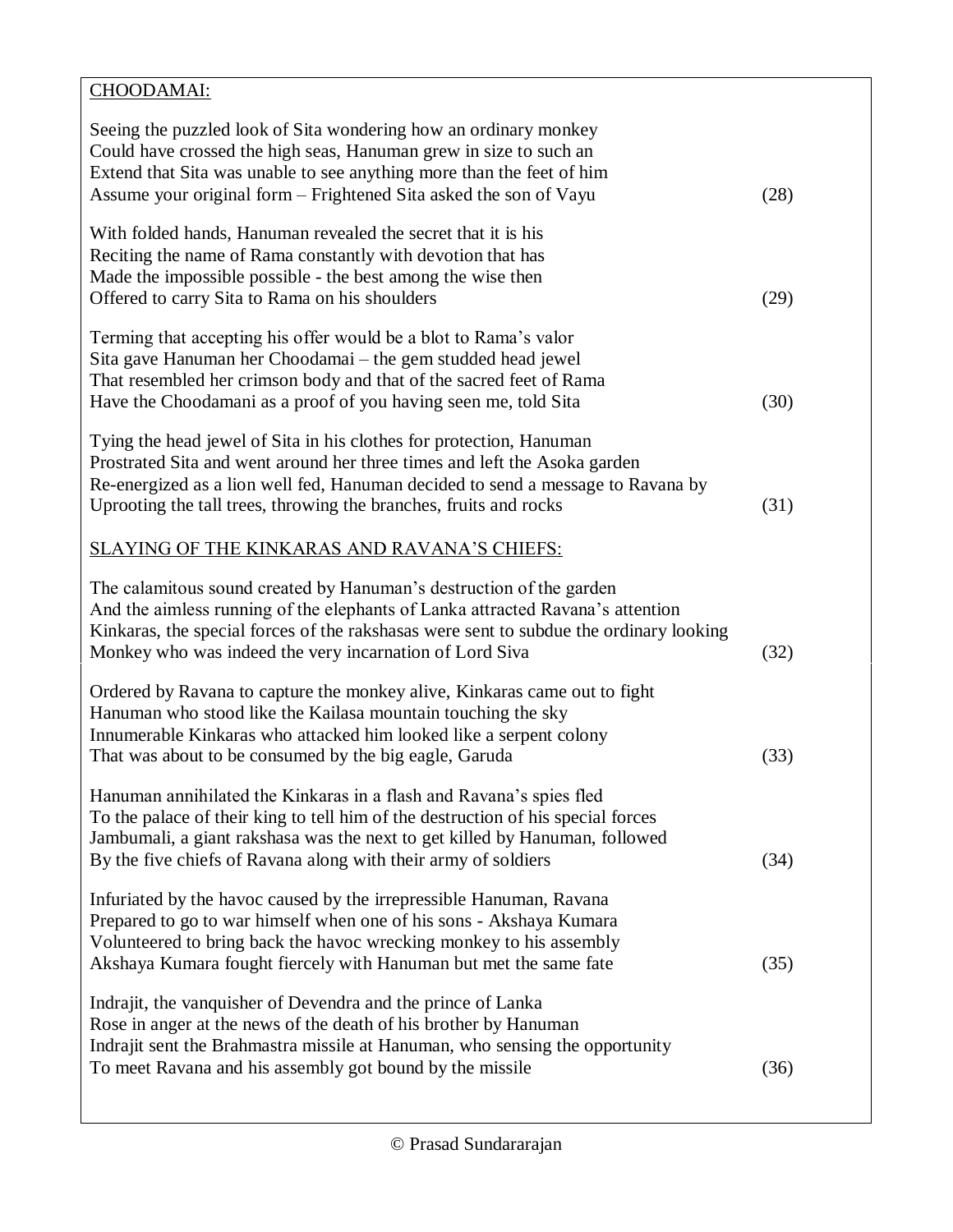CHOODAMAI:

Seeing the puzzled look of Sita wondering how an ordinary monkey
Could have crossed the high seas, Hanuman grew in size to such an
Extend that Sita was unable to see anything more than the feet of him
Assume your original form – Frightened Sita asked the son of Vayu (28)

With folded hands, Hanuman revealed the secret that it is his
Reciting the name of Rama constantly with devotion that has
Made the impossible possible - the best among the wise then
Offered to carry Sita to Rama on his shoulders (29)

Terming that accepting his offer would be a blot to Rama's valor
Sita gave Hanuman her Choodamai – the gem studded head jewel
That resembled her crimson body and that of the sacred feet of Rama
Have the Choodamani as a proof of you having seen me, told Sita (30)

Tying the head jewel of Sita in his clothes for protection, Hanuman
Prostrated Sita and went around her three times and left the Asoka garden
Re-energized as a lion well fed, Hanuman decided to send a message to Ravana by
Uprooting the tall trees, throwing the branches, fruits and rocks (31)

SLAYING OF THE KINKARAS AND RAVANA'S CHIEFS:

The calamitous sound created by Hanuman's destruction of the garden
And the aimless running of the elephants of Lanka attracted Ravana's attention
Kinkaras, the special forces of the rakshasas were sent to subdue the ordinary looking
Monkey who was indeed the very incarnation of Lord Siva (32)

Ordered by Ravana to capture the monkey alive, Kinkaras came out to fight
Hanuman who stood like the Kailasa mountain touching the sky
Innumerable Kinkaras who attacked him looked like a serpent colony
That was about to be consumed by the big eagle, Garuda (33)

Hanuman annihilated the Kinkaras in a flash and Ravana's spies fled
To the palace of their king to tell him of the destruction of his special forces
Jambumali, a giant rakshasa was the next to get killed by Hanuman, followed
By the five chiefs of Ravana along with their army of soldiers (34)

Infuriated by the havoc caused by the irrepressible Hanuman, Ravana
Prepared to go to war himself when one of his sons - Akshaya Kumara
Volunteered to bring back the havoc wrecking monkey to his assembly
Akshaya Kumara fought fiercely with Hanuman but met the same fate (35)

Indrajit, the vanquisher of Devendra and the prince of Lanka
Rose in anger at the news of the death of his brother by Hanuman
Indrajit sent the Brahmastra missile at Hanuman, who sensing the opportunity
To meet Ravana and his assembly got bound by the missile (36)

© Prasad Sundararajan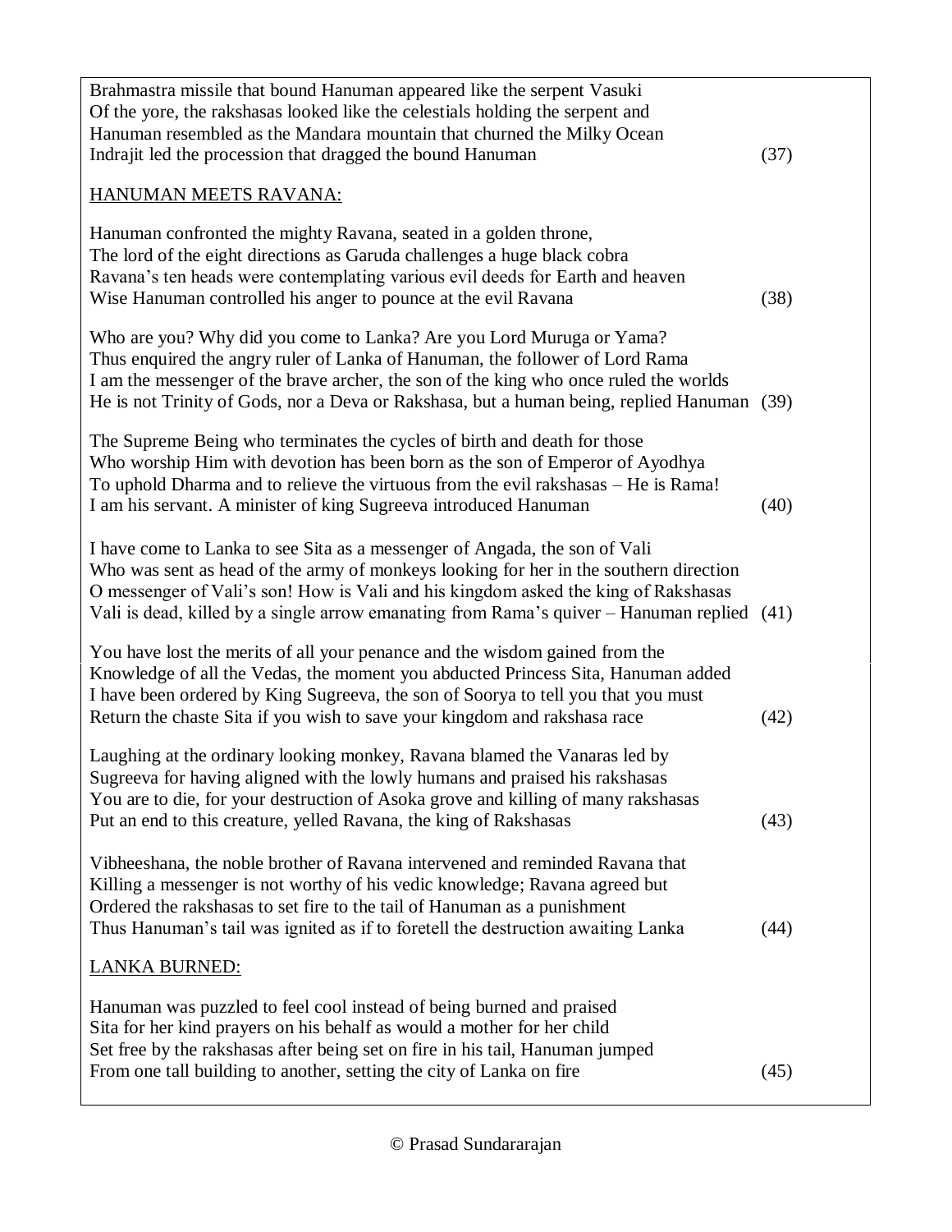Brahmastra missile that bound Hanuman appeared like the serpent Vasuki
Of the yore, the rakshasas looked like the celestials holding the serpent and
Hanuman resembled as the Mandara mountain that churned the Milky Ocean
Indrajit led the procession that dragged the bound Hanuman (37)

## HANUMAN MEETS RAVANA:

Hanuman confronted the mighty Ravana, seated in a golden throne,
The lord of the eight directions as Garuda challenges a huge black cobra
Ravana's ten heads were contemplating various evil deeds for Earth and heaven
Wise Hanuman controlled his anger to pounce at the evil Ravana (38)

Who are you? Why did you come to Lanka? Are you Lord Muruga or Yama?
Thus enquired the angry ruler of Lanka of Hanuman, the follower of Lord Rama
I am the messenger of the brave archer, the son of the king who once ruled the worlds
He is not Trinity of Gods, nor a Deva or Rakshasa, but a human being, replied Hanuman (39)

The Supreme Being who terminates the cycles of birth and death for those
Who worship Him with devotion has been born as the son of Emperor of Ayodhya
To uphold Dharma and to relieve the virtuous from the evil rakshasas – He is Rama!
I am his servant. A minister of king Sugreeva introduced Hanuman (40)

I have come to Lanka to see Sita as a messenger of Angada, the son of Vali
Who was sent as head of the army of monkeys looking for her in the southern direction
O messenger of Vali's son! How is Vali and his kingdom asked the king of Rakshasas
Vali is dead, killed by a single arrow emanating from Rama's quiver – Hanuman replied (41)

You have lost the merits of all your penance and the wisdom gained from the
Knowledge of all the Vedas, the moment you abducted Princess Sita, Hanuman added
I have been ordered by King Sugreeva, the son of Soorya to tell you that you must
Return the chaste Sita if you wish to save your kingdom and rakshasa race (42)

Laughing at the ordinary looking monkey, Ravana blamed the Vanaras led by
Sugreeva for having aligned with the lowly humans and praised his rakshasas
You are to die, for your destruction of Asoka grove and killing of many rakshasas
Put an end to this creature, yelled Ravana, the king of Rakshasas (43)

Vibheeshana, the noble brother of Ravana intervened and reminded Ravana that
Killing a messenger is not worthy of his vedic knowledge; Ravana agreed but
Ordered the rakshasas to set fire to the tail of Hanuman as a punishment
Thus Hanuman's tail was ignited as if to foretell the destruction awaiting Lanka (44)

## LANKA BURNED:

Hanuman was puzzled to feel cool instead of being burned and praised
Sita for her kind prayers on his behalf as would a mother for her child
Set free by the rakshasas after being set on fire in his tail, Hanuman jumped
From one tall building to another, setting the city of Lanka on fire (45)

© Prasad Sundararajan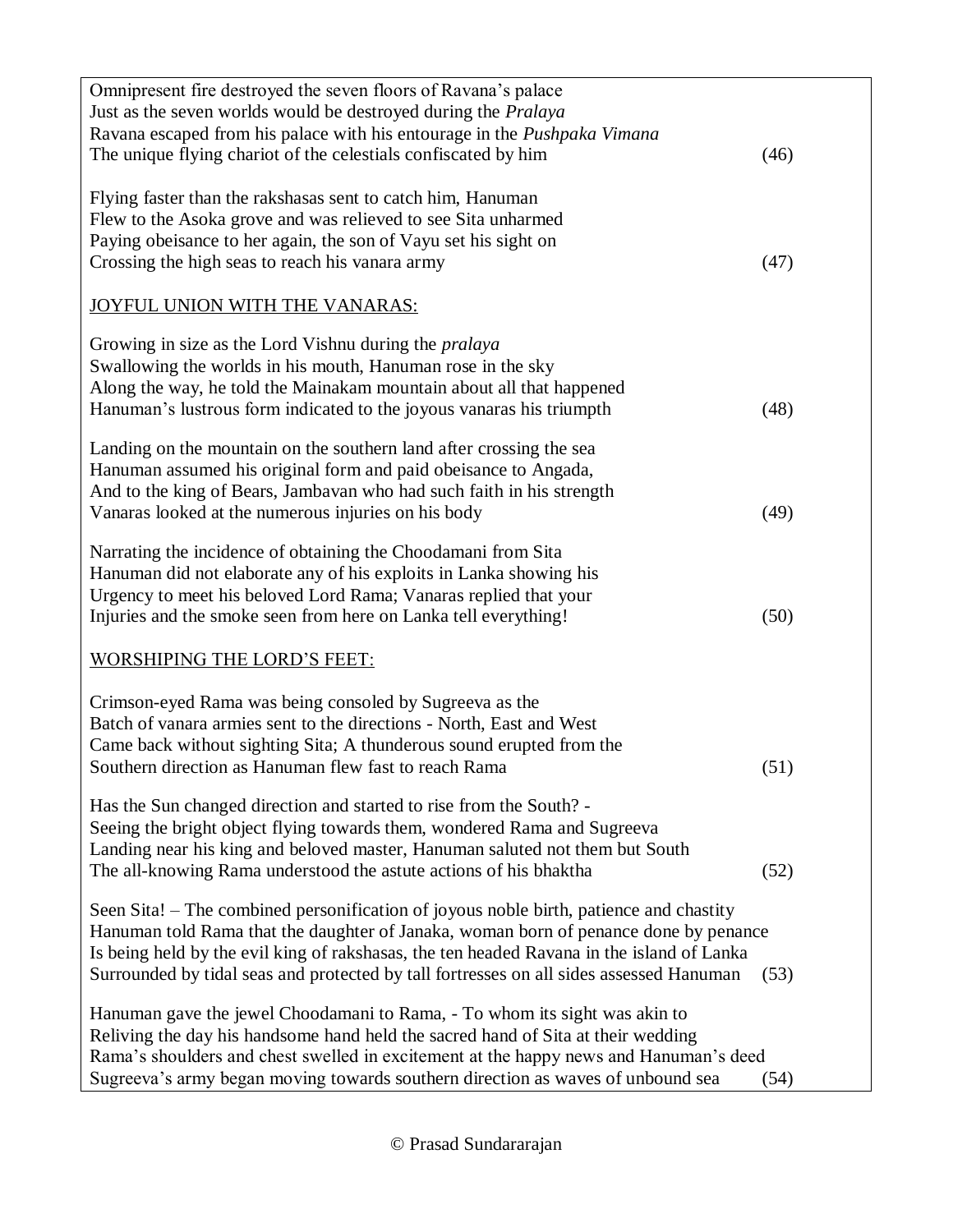Omnipresent fire destroyed the seven floors of Ravana's palace
Just as the seven worlds would be destroyed during the *Pralaya*
Ravana escaped from his palace with his entourage in the *Pushpaka Vimana*
The unique flying chariot of the celestials confiscated by him (46)

Flying faster than the rakshasas sent to catch him, Hanuman
Flew to the Asoka grove and was relieved to see Sita unharmed
Paying obeisance to her again, the son of Vayu set his sight on
Crossing the high seas to reach his vanara army (47)

<u>JOYFUL UNION WITH THE VANARAS:</u>

Growing in size as the Lord Vishnu during the *pralaya*
Swallowing the worlds in his mouth, Hanuman rose in the sky
Along the way, he told the Mainakam mountain about all that happened
Hanuman's lustrous form indicated to the joyous vanaras his triumpth (48)

Landing on the mountain on the southern land after crossing the sea
Hanuman assumed his original form and paid obeisance to Angada,
And to the king of Bears, Jambavan who had such faith in his strength
Vanaras looked at the numerous injuries on his body (49)

Narrating the incidence of obtaining the Choodamani from Sita
Hanuman did not elaborate any of his exploits in Lanka showing his
Urgency to meet his beloved Lord Rama; Vanaras replied that your
Injuries and the smoke seen from here on Lanka tell everything! (50)

<u>WORSHIPING THE LORD'S FEET:</u>

Crimson-eyed Rama was being consoled by Sugreeva as the
Batch of vanara armies sent to the directions - North, East and West
Came back without sighting Sita; A thunderous sound erupted from the
Southern direction as Hanuman flew fast to reach Rama (51)

Has the Sun changed direction and started to rise from the South? -
Seeing the bright object flying towards them, wondered Rama and Sugreeva
Landing near his king and beloved master, Hanuman saluted not them but South
The all-knowing Rama understood the astute actions of his bhaktha (52)

Seen Sita! – The combined personification of joyous noble birth, patience and chastity
Hanuman told Rama that the daughter of Janaka, woman born of penance done by penance
Is being held by the evil king of rakshasas, the ten headed Ravana in the island of Lanka
Surrounded by tidal seas and protected by tall fortresses on all sides assessed Hanuman (53)

Hanuman gave the jewel Choodamani to Rama, - To whom its sight was akin to
Reliving the day his handsome hand held the sacred hand of Sita at their wedding
Rama's shoulders and chest swelled in excitement at the happy news and Hanuman's deed
Sugreeva's army began moving towards southern direction as waves of unbound sea (54)

© Prasad Sundararajan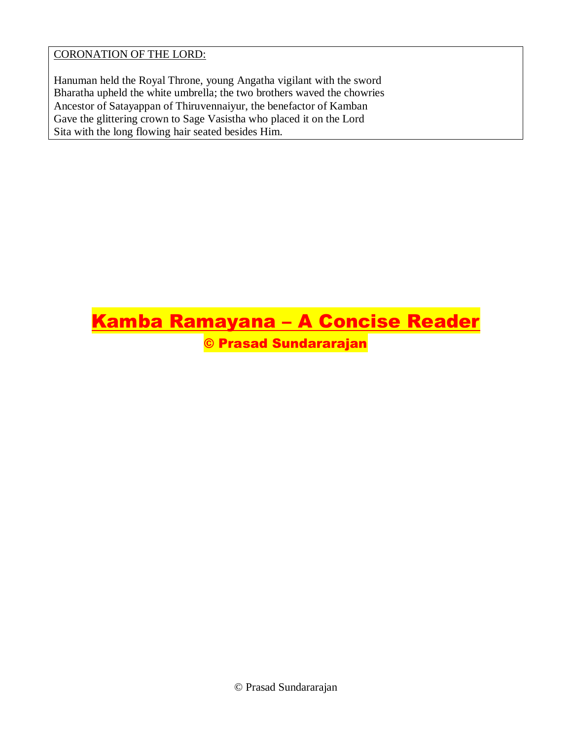CORONATION OF THE LORD:

Hanuman held the Royal Throne, young Angatha vigilant with the sword
Bharatha upheld the white umbrella; the two brothers waved the chowries
Ancestor of Satayappan of Thiruvennaiyur, the benefactor of Kamban
Gave the glittering crown to Sage Vasistha who placed it on the Lord
Sita with the long flowing hair seated besides Him.

# Kamba Ramayana – A Concise Reader

**© Prasad Sundararajan**